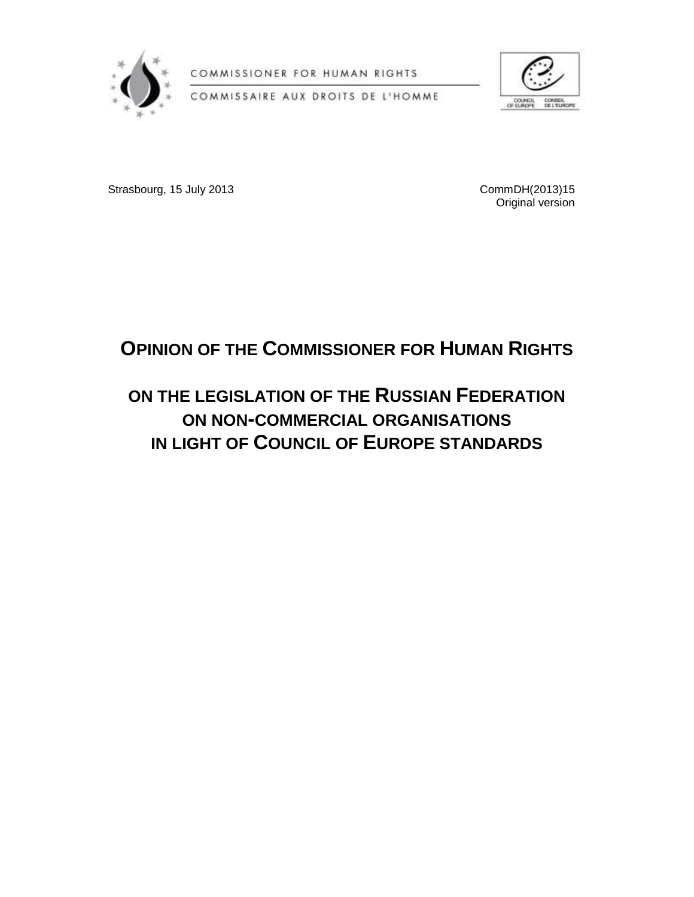COMMISSIONER FOR HUMAN RIGHTS

COMMISSAIRE AUX DROITS DE L'HOMME

COUNCIL OF EUROPE CONSEIL DE L'EUROPE

Strasbourg, 15 July 2013

CommDH(2013)15
Original version

# OPINION OF THE COMMISSIONER FOR HUMAN RIGHTS

## ON THE LEGISLATION OF THE RUSSIAN FEDERATION ON NON-COMMERCIAL ORGANISATIONS IN LIGHT OF COUNCIL OF EUROPE STANDARDS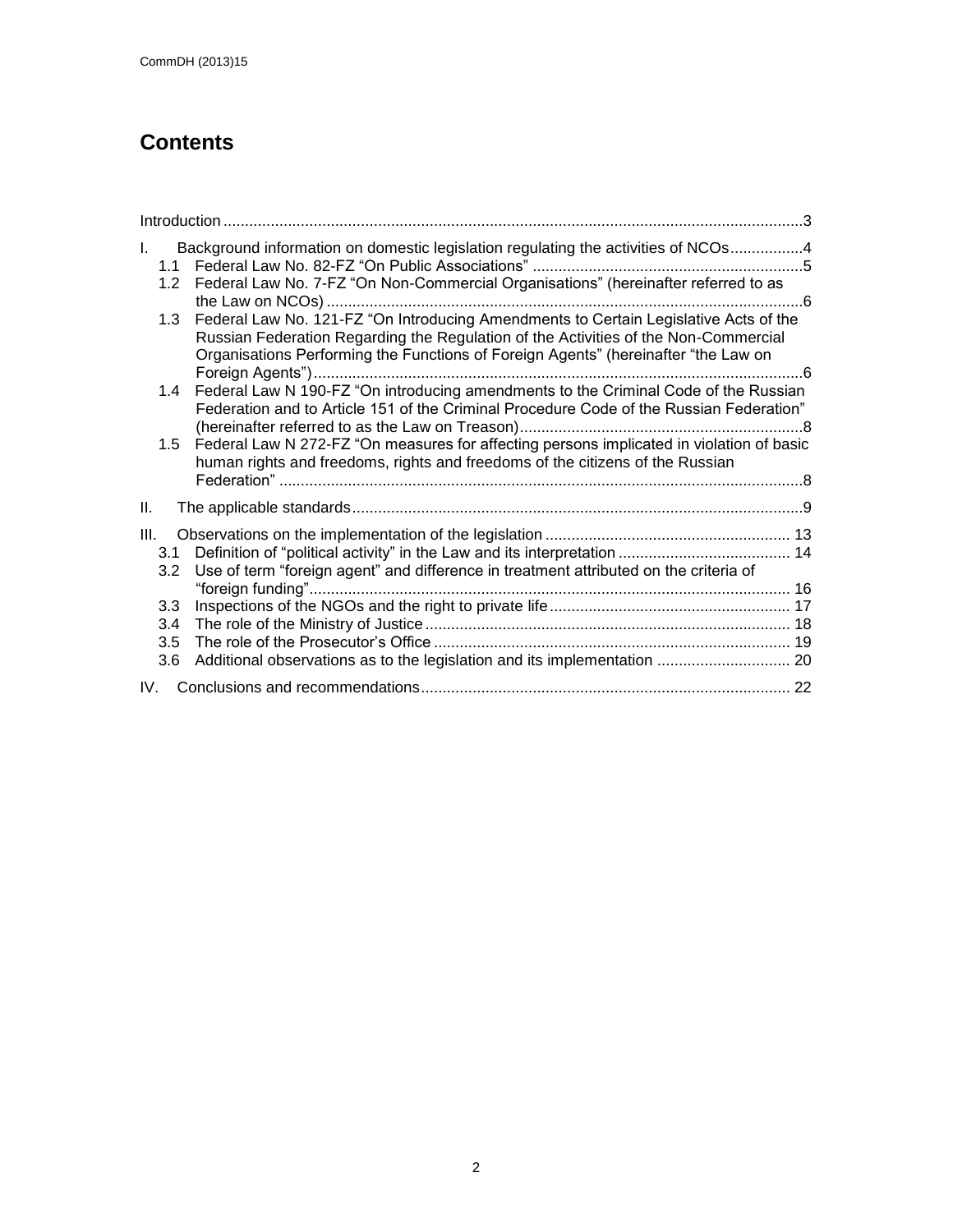## Contents

Introduction ....................................................................................................................................3

I. Background information on domestic legislation regulating the activities of NCOs.................4

- 1.1 Federal Law No. 82-FZ "On Public Associations" ..............................................................5
- 1.2 Federal Law No. 7-FZ "On Non-Commercial Organisations" (hereinafter referred to as the Law on NCOs) ..............................................................................................................6
- 1.3 Federal Law No. 121-FZ "On Introducing Amendments to Certain Legislative Acts of the Russian Federation Regarding the Regulation of the Activities of the Non-Commercial Organisations Performing the Functions of Foreign Agents" (hereinafter "the Law on Foreign Agents") .................................................................................................................6
- 1.4 Federal Law N 190-FZ "On introducing amendments to the Criminal Code of the Russian Federation and to Article 151 of the Criminal Procedure Code of the Russian Federation" (hereinafter referred to as the Law on Treason).................................................................8
- 1.5 Federal Law N 272-FZ "On measures for affecting persons implicated in violation of basic human rights and freedoms, rights and freedoms of the citizens of the Russian Federation" .........................................................................................................................8

II. The applicable standards........................................................................................................9

III. Observations on the implementation of the legislation ......................................................... 13

- 3.1 Definition of "political activity" in the Law and its interpretation ........................................ 14
- 3.2 Use of term "foreign agent" and difference in treatment attributed on the criteria of "foreign funding"............................................................................................................... 16
- 3.3 Inspections of the NGOs and the right to private life ........................................................ 17
- 3.4 The role of the Ministry of Justice .................................................................................... 18
- 3.5 The role of the Prosecutor's Office .................................................................................. 19
- 3.6 Additional observations as to the legislation and its implementation ............................... 20

IV. Conclusions and recommendations..................................................................................... 22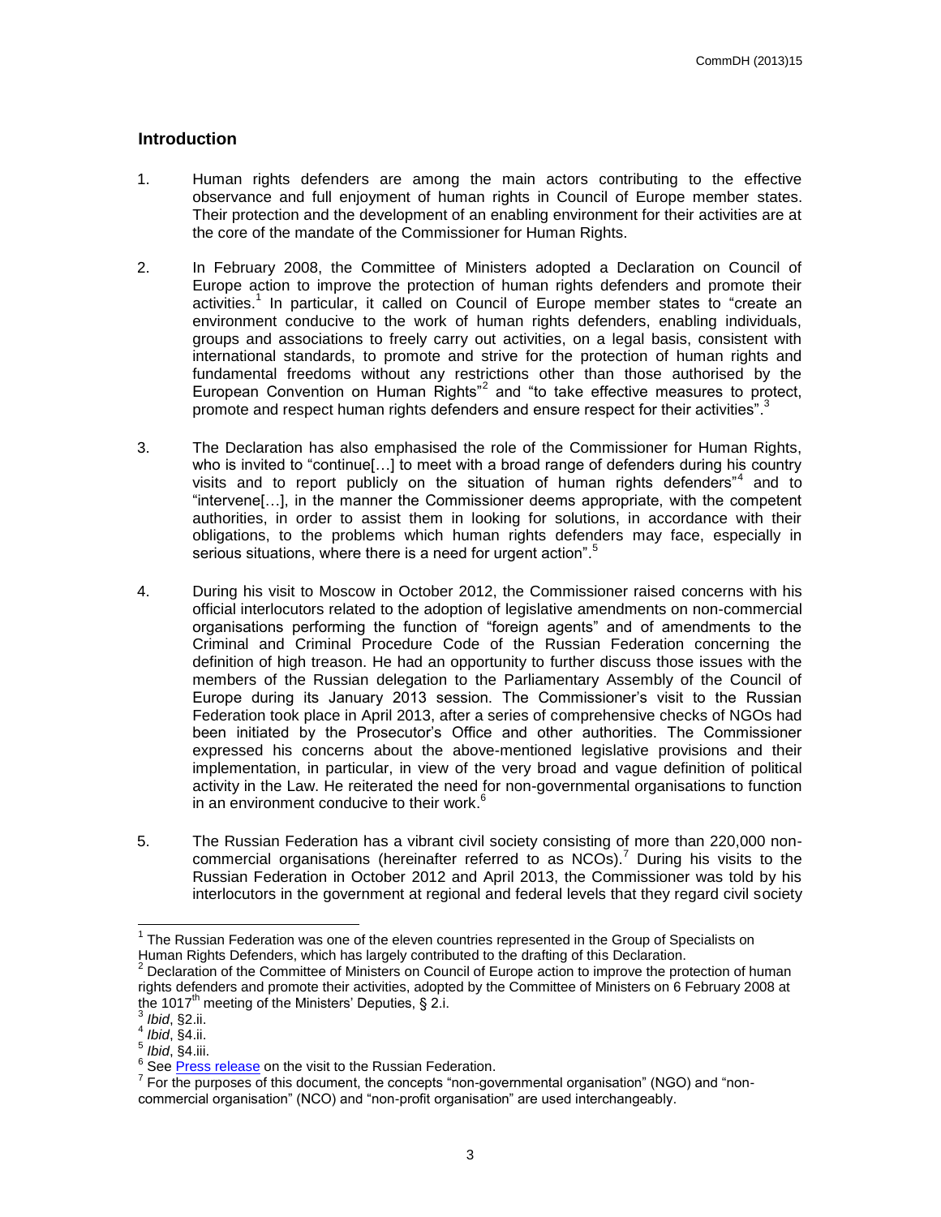## Introduction

1. Human rights defenders are among the main actors contributing to the effective observance and full enjoyment of human rights in Council of Europe member states. Their protection and the development of an enabling environment for their activities are at the core of the mandate of the Commissioner for Human Rights.

2. In February 2008, the Committee of Ministers adopted a Declaration on Council of Europe action to improve the protection of human rights defenders and promote their activities.[1] In particular, it called on Council of Europe member states to "create an environment conducive to the work of human rights defenders, enabling individuals, groups and associations to freely carry out activities, on a legal basis, consistent with international standards, to promote and strive for the protection of human rights and fundamental freedoms without any restrictions other than those authorised by the European Convention on Human Rights"[2] and "to take effective measures to protect, promote and respect human rights defenders and ensure respect for their activities".[3]

3. The Declaration has also emphasised the role of the Commissioner for Human Rights, who is invited to "continue[…] to meet with a broad range of defenders during his country visits and to report publicly on the situation of human rights defenders"[4] and to "intervene[…], in the manner the Commissioner deems appropriate, with the competent authorities, in order to assist them in looking for solutions, in accordance with their obligations, to the problems which human rights defenders may face, especially in serious situations, where there is a need for urgent action".[5]

4. During his visit to Moscow in October 2012, the Commissioner raised concerns with his official interlocutors related to the adoption of legislative amendments on non-commercial organisations performing the function of "foreign agents" and of amendments to the Criminal and Criminal Procedure Code of the Russian Federation concerning the definition of high treason. He had an opportunity to further discuss those issues with the members of the Russian delegation to the Parliamentary Assembly of the Council of Europe during its January 2013 session. The Commissioner's visit to the Russian Federation took place in April 2013, after a series of comprehensive checks of NGOs had been initiated by the Prosecutor's Office and other authorities. The Commissioner expressed his concerns about the above-mentioned legislative provisions and their implementation, in particular, in view of the very broad and vague definition of political activity in the Law. He reiterated the need for non-governmental organisations to function in an environment conducive to their work.[6]

5. The Russian Federation has a vibrant civil society consisting of more than 220,000 non-commercial organisations (hereinafter referred to as NCOs).[7] During his visits to the Russian Federation in October 2012 and April 2013, the Commissioner was told by his interlocutors in the government at regional and federal levels that they regard civil society

---

[1] The Russian Federation was one of the eleven countries represented in the Group of Specialists on Human Rights Defenders, which has largely contributed to the drafting of this Declaration.

[2] Declaration of the Committee of Ministers on Council of Europe action to improve the protection of human rights defenders and promote their activities, adopted by the Committee of Ministers on 6 February 2008 at the 1017[th] meeting of the Ministers' Deputies, § 2.i.

[3] *Ibid*, §2.ii.

[4] *Ibid*, §4.ii.

[5] *Ibid*, §4.iii.

[6] See Press release on the visit to the Russian Federation.

[7] For the purposes of this document, the concepts "non-governmental organisation" (NGO) and "non-commercial organisation" (NCO) and "non-profit organisation" are used interchangeably.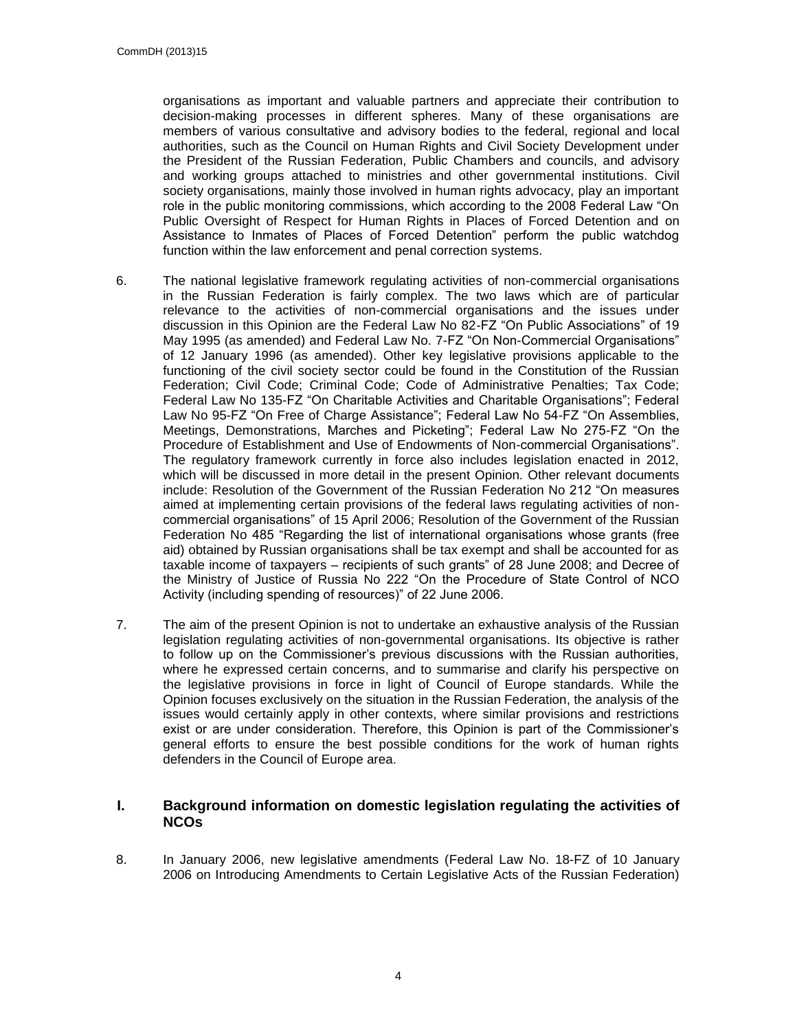organisations as important and valuable partners and appreciate their contribution to decision-making processes in different spheres. Many of these organisations are members of various consultative and advisory bodies to the federal, regional and local authorities, such as the Council on Human Rights and Civil Society Development under the President of the Russian Federation, Public Chambers and councils, and advisory and working groups attached to ministries and other governmental institutions. Civil society organisations, mainly those involved in human rights advocacy, play an important role in the public monitoring commissions, which according to the 2008 Federal Law "On Public Oversight of Respect for Human Rights in Places of Forced Detention and on Assistance to Inmates of Places of Forced Detention" perform the public watchdog function within the law enforcement and penal correction systems.

6. The national legislative framework regulating activities of non-commercial organisations in the Russian Federation is fairly complex. The two laws which are of particular relevance to the activities of non-commercial organisations and the issues under discussion in this Opinion are the Federal Law No 82-FZ "On Public Associations" of 19 May 1995 (as amended) and Federal Law No. 7-FZ "On Non-Commercial Organisations" of 12 January 1996 (as amended). Other key legislative provisions applicable to the functioning of the civil society sector could be found in the Constitution of the Russian Federation; Civil Code; Criminal Code; Code of Administrative Penalties; Tax Code; Federal Law No 135-FZ "On Charitable Activities and Charitable Organisations"; Federal Law No 95-FZ "On Free of Charge Assistance"; Federal Law No 54-FZ "On Assemblies, Meetings, Demonstrations, Marches and Picketing"; Federal Law No 275-FZ "On the Procedure of Establishment and Use of Endowments of Non-commercial Organisations". The regulatory framework currently in force also includes legislation enacted in 2012, which will be discussed in more detail in the present Opinion. Other relevant documents include: Resolution of the Government of the Russian Federation No 212 "On measures aimed at implementing certain provisions of the federal laws regulating activities of non-commercial organisations" of 15 April 2006; Resolution of the Government of the Russian Federation No 485 "Regarding the list of international organisations whose grants (free aid) obtained by Russian organisations shall be tax exempt and shall be accounted for as taxable income of taxpayers – recipients of such grants" of 28 June 2008; and Decree of the Ministry of Justice of Russia No 222 "On the Procedure of State Control of NCO Activity (including spending of resources)" of 22 June 2006.

7. The aim of the present Opinion is not to undertake an exhaustive analysis of the Russian legislation regulating activities of non-governmental organisations. Its objective is rather to follow up on the Commissioner's previous discussions with the Russian authorities, where he expressed certain concerns, and to summarise and clarify his perspective on the legislative provisions in force in light of Council of Europe standards. While the Opinion focuses exclusively on the situation in the Russian Federation, the analysis of the issues would certainly apply in other contexts, where similar provisions and restrictions exist or are under consideration. Therefore, this Opinion is part of the Commissioner's general efforts to ensure the best possible conditions for the work of human rights defenders in the Council of Europe area.

## I. Background information on domestic legislation regulating the activities of NCOs

8. In January 2006, new legislative amendments (Federal Law No. 18-FZ of 10 January 2006 on Introducing Amendments to Certain Legislative Acts of the Russian Federation)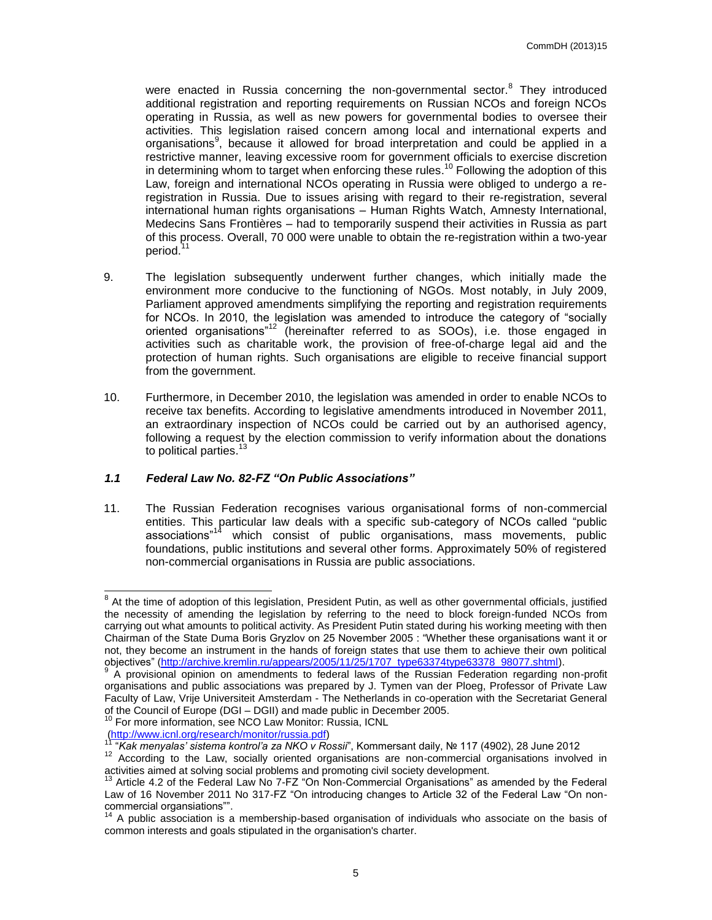were enacted in Russia concerning the non-governmental sector.[8] They introduced additional registration and reporting requirements on Russian NCOs and foreign NCOs operating in Russia, as well as new powers for governmental bodies to oversee their activities. This legislation raised concern among local and international experts and organisations[9], because it allowed for broad interpretation and could be applied in a restrictive manner, leaving excessive room for government officials to exercise discretion in determining whom to target when enforcing these rules.[10] Following the adoption of this Law, foreign and international NCOs operating in Russia were obliged to undergo a re-registration in Russia. Due to issues arising with regard to their re-registration, several international human rights organisations – Human Rights Watch, Amnesty International, Medecins Sans Frontières – had to temporarily suspend their activities in Russia as part of this process. Overall, 70 000 were unable to obtain the re-registration within a two-year period.[11]

9. The legislation subsequently underwent further changes, which initially made the environment more conducive to the functioning of NGOs. Most notably, in July 2009, Parliament approved amendments simplifying the reporting and registration requirements for NCOs. In 2010, the legislation was amended to introduce the category of "socially oriented organisations"[12] (hereinafter referred to as SOOs), i.e. those engaged in activities such as charitable work, the provision of free-of-charge legal aid and the protection of human rights. Such organisations are eligible to receive financial support from the government.

10. Furthermore, in December 2010, the legislation was amended in order to enable NCOs to receive tax benefits. According to legislative amendments introduced in November 2011, an extraordinary inspection of NCOs could be carried out by an authorised agency, following a request by the election commission to verify information about the donations to political parties.[13]

### *1.1 Federal Law No. 82-FZ "On Public Associations"*

11. The Russian Federation recognises various organisational forms of non-commercial entities. This particular law deals with a specific sub-category of NCOs called "public associations"[14] which consist of public organisations, mass movements, public foundations, public institutions and several other forms. Approximately 50% of registered non-commercial organisations in Russia are public associations.

---

[8] At the time of adoption of this legislation, President Putin, as well as other governmental officials, justified the necessity of amending the legislation by referring to the need to block foreign-funded NCOs from carrying out what amounts to political activity. As President Putin stated during his working meeting with then Chairman of the State Duma Boris Gryzlov on 25 November 2005 : "Whether these organisations want it or not, they become an instrument in the hands of foreign states that use them to achieve their own political objectives" (http://archive.kremlin.ru/appears/2005/11/25/1707_type63374type63378_98077.shtml).

[9] A provisional opinion on amendments to federal laws of the Russian Federation regarding non-profit organisations and public associations was prepared by J. Tymen van der Ploeg, Professor of Private Law Faculty of Law, Vrije Universiteit Amsterdam - The Netherlands in co-operation with the Secretariat General of the Council of Europe (DGI – DGII) and made public in December 2005.

[10] For more information, see NCO Law Monitor: Russia, ICNL (http://www.icnl.org/research/monitor/russia.pdf)

[11] "*Kak menyalas' sistema kontrol'a za NKO v Rossii*", Kommersant daily, № 117 (4902), 28 June 2012

[12] According to the Law, socially oriented organisations are non-commercial organisations involved in activities aimed at solving social problems and promoting civil society development.

[13] Article 4.2 of the Federal Law No 7-FZ "On Non-Commercial Organisations" as amended by the Federal Law of 16 November 2011 No 317-FZ "On introducing changes to Article 32 of the Federal Law "On non-commercial organsiations"".

[14] A public association is a membership-based organisation of individuals who associate on the basis of common interests and goals stipulated in the organisation's charter.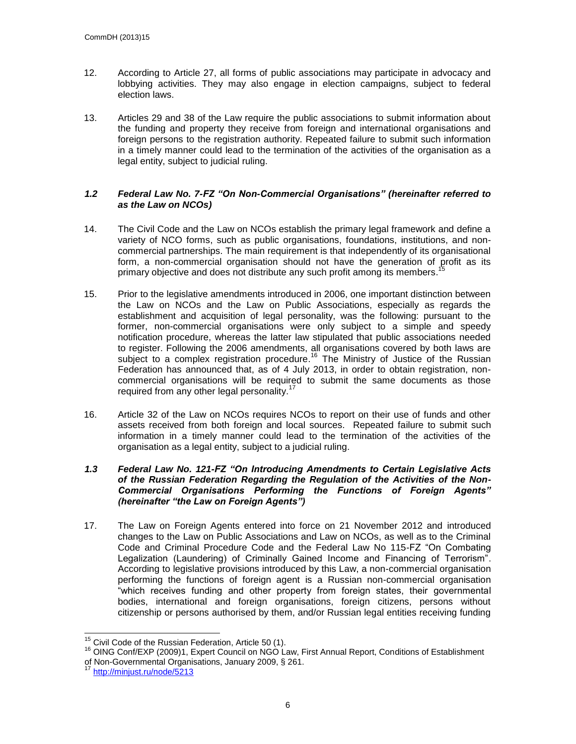12. According to Article 27, all forms of public associations may participate in advocacy and lobbying activities. They may also engage in election campaigns, subject to federal election laws.

13. Articles 29 and 38 of the Law require the public associations to submit information about the funding and property they receive from foreign and international organisations and foreign persons to the registration authority. Repeated failure to submit such information in a timely manner could lead to the termination of the activities of the organisation as a legal entity, subject to judicial ruling.

### *1.2 Federal Law No. 7-FZ "On Non-Commercial Organisations" (hereinafter referred to as the Law on NCOs)*

14. The Civil Code and the Law on NCOs establish the primary legal framework and define a variety of NCO forms, such as public organisations, foundations, institutions, and non-commercial partnerships. The main requirement is that independently of its organisational form, a non-commercial organisation should not have the generation of profit as its primary objective and does not distribute any such profit among its members.[15]

15. Prior to the legislative amendments introduced in 2006, one important distinction between the Law on NCOs and the Law on Public Associations, especially as regards the establishment and acquisition of legal personality, was the following: pursuant to the former, non-commercial organisations were only subject to a simple and speedy notification procedure, whereas the latter law stipulated that public associations needed to register. Following the 2006 amendments, all organisations covered by both laws are subject to a complex registration procedure.[16] The Ministry of Justice of the Russian Federation has announced that, as of 4 July 2013, in order to obtain registration, non-commercial organisations will be required to submit the same documents as those required from any other legal personality.[17]

16. Article 32 of the Law on NCOs requires NCOs to report on their use of funds and other assets received from both foreign and local sources. Repeated failure to submit such information in a timely manner could lead to the termination of the activities of the organisation as a legal entity, subject to a judicial ruling.

### *1.3 Federal Law No. 121-FZ "On Introducing Amendments to Certain Legislative Acts of the Russian Federation Regarding the Regulation of the Activities of the Non-Commercial Organisations Performing the Functions of Foreign Agents" (hereinafter "the Law on Foreign Agents")*

17. The Law on Foreign Agents entered into force on 21 November 2012 and introduced changes to the Law on Public Associations and Law on NCOs, as well as to the Criminal Code and Criminal Procedure Code and the Federal Law No 115-FZ "On Combating Legalization (Laundering) of Criminally Gained Income and Financing of Terrorism". According to legislative provisions introduced by this Law, a non-commercial organisation performing the functions of foreign agent is a Russian non-commercial organisation "which receives funding and other property from foreign states, their governmental bodies, international and foreign organisations, foreign citizens, persons without citizenship or persons authorised by them, and/or Russian legal entities receiving funding

---

[15] Civil Code of the Russian Federation, Article 50 (1).

[16] OING Conf/EXP (2009)1, Expert Council on NGO Law, First Annual Report, Conditions of Establishment of Non-Governmental Organisations, January 2009, § 261.

[17] http://minjust.ru/node/5213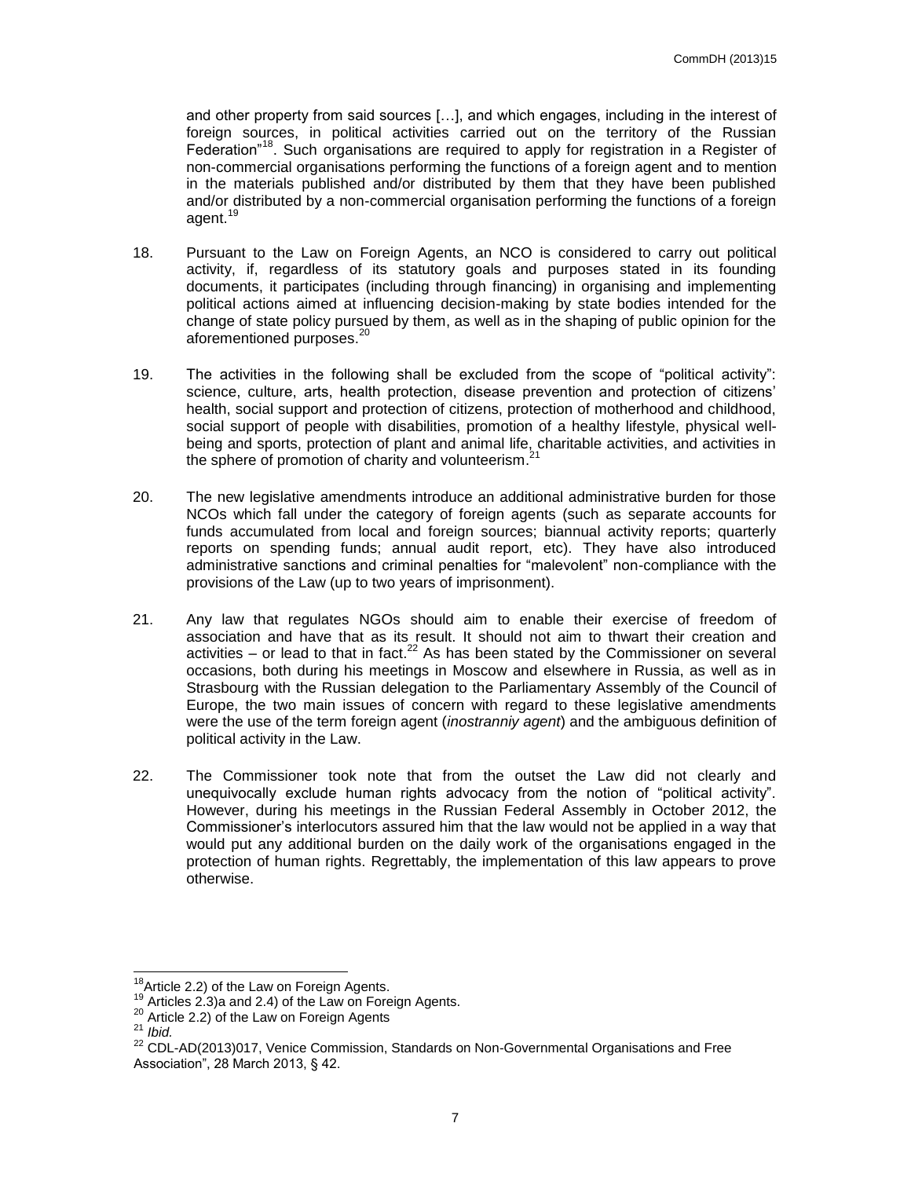and other property from said sources […], and which engages, including in the interest of foreign sources, in political activities carried out on the territory of the Russian Federation"[18]. Such organisations are required to apply for registration in a Register of non-commercial organisations performing the functions of a foreign agent and to mention in the materials published and/or distributed by them that they have been published and/or distributed by a non-commercial organisation performing the functions of a foreign agent.[19]

18. Pursuant to the Law on Foreign Agents, an NCO is considered to carry out political activity, if, regardless of its statutory goals and purposes stated in its founding documents, it participates (including through financing) in organising and implementing political actions aimed at influencing decision-making by state bodies intended for the change of state policy pursued by them, as well as in the shaping of public opinion for the aforementioned purposes.[20]

19. The activities in the following shall be excluded from the scope of "political activity": science, culture, arts, health protection, disease prevention and protection of citizens' health, social support and protection of citizens, protection of motherhood and childhood, social support of people with disabilities, promotion of a healthy lifestyle, physical well-being and sports, protection of plant and animal life, charitable activities, and activities in the sphere of promotion of charity and volunteerism.[21]

20. The new legislative amendments introduce an additional administrative burden for those NCOs which fall under the category of foreign agents (such as separate accounts for funds accumulated from local and foreign sources; biannual activity reports; quarterly reports on spending funds; annual audit report, etc). They have also introduced administrative sanctions and criminal penalties for "malevolent" non-compliance with the provisions of the Law (up to two years of imprisonment).

21. Any law that regulates NGOs should aim to enable their exercise of freedom of association and have that as its result. It should not aim to thwart their creation and activities – or lead to that in fact.[22] As has been stated by the Commissioner on several occasions, both during his meetings in Moscow and elsewhere in Russia, as well as in Strasbourg with the Russian delegation to the Parliamentary Assembly of the Council of Europe, the two main issues of concern with regard to these legislative amendments were the use of the term foreign agent (*inostranniy agent*) and the ambiguous definition of political activity in the Law.

22. The Commissioner took note that from the outset the Law did not clearly and unequivocally exclude human rights advocacy from the notion of "political activity". However, during his meetings in the Russian Federal Assembly in October 2012, the Commissioner's interlocutors assured him that the law would not be applied in a way that would put any additional burden on the daily work of the organisations engaged in the protection of human rights. Regrettably, the implementation of this law appears to prove otherwise.

---

[18] Article 2.2) of the Law on Foreign Agents.

[19] Articles 2.3)a and 2.4) of the Law on Foreign Agents.

[20] Article 2.2) of the Law on Foreign Agents

[21] *Ibid.*

[22] CDL-AD(2013)017, Venice Commission, Standards on Non-Governmental Organisations and Free Association", 28 March 2013, § 42.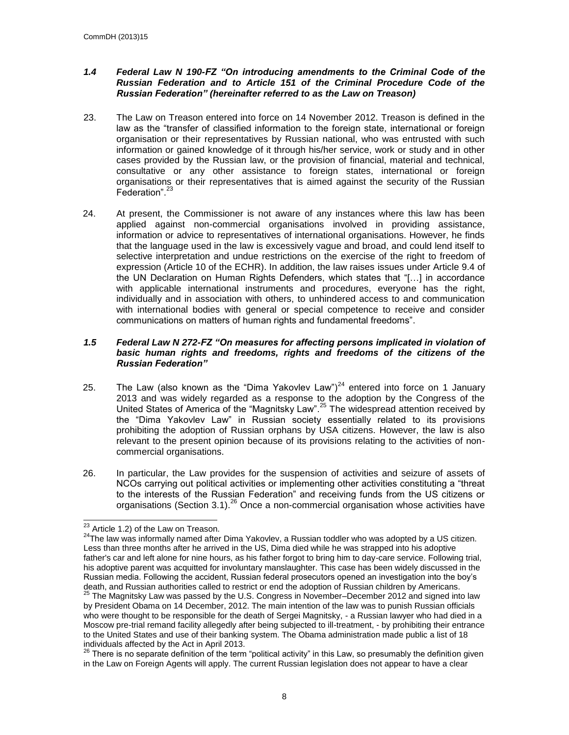### *1.4 Federal Law N 190-FZ "On introducing amendments to the Criminal Code of the Russian Federation and to Article 151 of the Criminal Procedure Code of the Russian Federation" (hereinafter referred to as the Law on Treason)*

23. The Law on Treason entered into force on 14 November 2012. Treason is defined in the law as the "transfer of classified information to the foreign state, international or foreign organisation or their representatives by Russian national, who was entrusted with such information or gained knowledge of it through his/her service, work or study and in other cases provided by the Russian law, or the provision of financial, material and technical, consultative or any other assistance to foreign states, international or foreign organisations or their representatives that is aimed against the security of the Russian Federation".[23]

24. At present, the Commissioner is not aware of any instances where this law has been applied against non-commercial organisations involved in providing assistance, information or advice to representatives of international organisations. However, he finds that the language used in the law is excessively vague and broad, and could lend itself to selective interpretation and undue restrictions on the exercise of the right to freedom of expression (Article 10 of the ECHR). In addition, the law raises issues under Article 9.4 of the UN Declaration on Human Rights Defenders, which states that "[…] in accordance with applicable international instruments and procedures, everyone has the right, individually and in association with others, to unhindered access to and communication with international bodies with general or special competence to receive and consider communications on matters of human rights and fundamental freedoms".

### *1.5 Federal Law N 272-FZ "On measures for affecting persons implicated in violation of basic human rights and freedoms, rights and freedoms of the citizens of the Russian Federation"*

25. The Law (also known as the "Dima Yakovlev Law")[24] entered into force on 1 January 2013 and was widely regarded as a response to the adoption by the Congress of the United States of America of the "Magnitsky Law".[25] The widespread attention received by the "Dima Yakovlev Law" in Russian society essentially related to its provisions prohibiting the adoption of Russian orphans by USA citizens. However, the law is also relevant to the present opinion because of its provisions relating to the activities of non-commercial organisations.

26. In particular, the Law provides for the suspension of activities and seizure of assets of NCOs carrying out political activities or implementing other activities constituting a "threat to the interests of the Russian Federation" and receiving funds from the US citizens or organisations (Section 3.1).[26] Once a non-commercial organisation whose activities have

---

[23] Article 1.2) of the Law on Treason.

[24] The law was informally named after Dima Yakovlev, a Russian toddler who was adopted by a US citizen. Less than three months after he arrived in the US, Dima died while he was strapped into his adoptive father's car and left alone for nine hours, as his father forgot to bring him to day-care service. Following trial, his adoptive parent was acquitted for involuntary manslaughter. This case has been widely discussed in the Russian media. Following the accident, Russian federal prosecutors opened an investigation into the boy's death, and Russian authorities called to restrict or end the adoption of Russian children by Americans.

[25] The Magnitsky Law was passed by the U.S. Congress in November–December 2012 and signed into law by President Obama on 14 December, 2012. The main intention of the law was to punish Russian officials who were thought to be responsible for the death of Sergei Magnitsky, - a Russian lawyer who had died in a Moscow pre-trial remand facility allegedly after being subjected to ill-treatment, - by prohibiting their entrance to the United States and use of their banking system. The Obama administration made public a list of 18 individuals affected by the Act in April 2013.

[26] There is no separate definition of the term "political activity" in this Law, so presumably the definition given in the Law on Foreign Agents will apply. The current Russian legislation does not appear to have a clear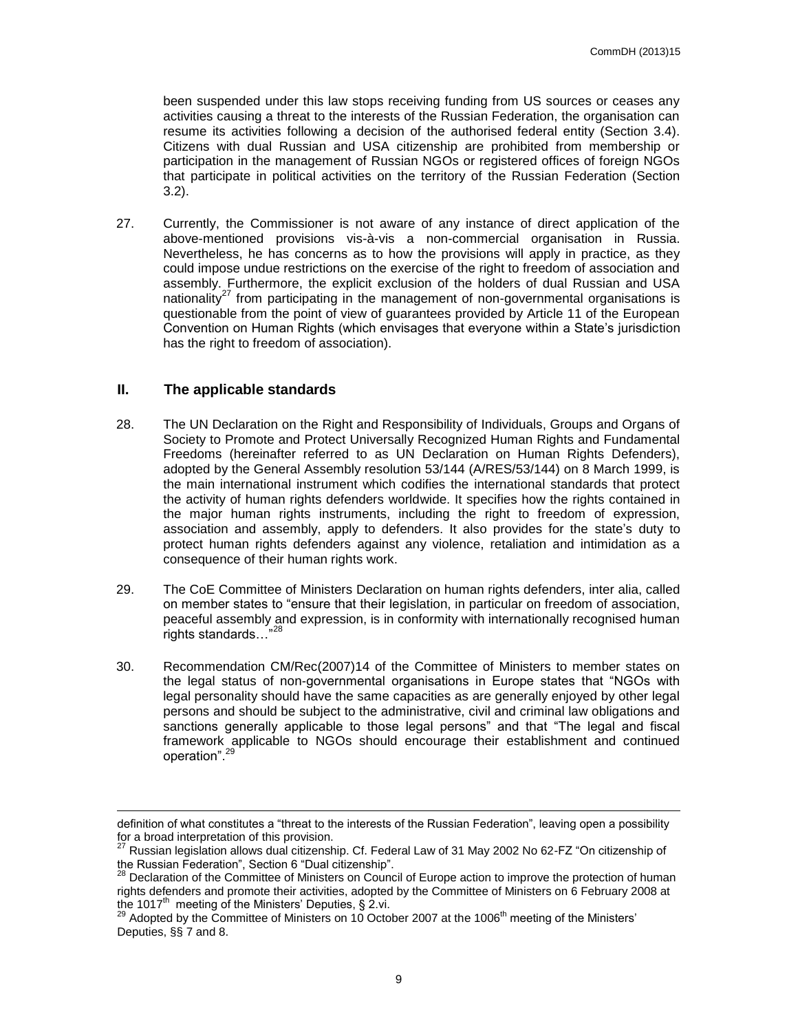been suspended under this law stops receiving funding from US sources or ceases any activities causing a threat to the interests of the Russian Federation, the organisation can resume its activities following a decision of the authorised federal entity (Section 3.4). Citizens with dual Russian and USA citizenship are prohibited from membership or participation in the management of Russian NGOs or registered offices of foreign NGOs that participate in political activities on the territory of the Russian Federation (Section 3.2).

27. Currently, the Commissioner is not aware of any instance of direct application of the above-mentioned provisions vis-à-vis a non-commercial organisation in Russia. Nevertheless, he has concerns as to how the provisions will apply in practice, as they could impose undue restrictions on the exercise of the right to freedom of association and assembly. Furthermore, the explicit exclusion of the holders of dual Russian and USA nationality[27] from participating in the management of non-governmental organisations is questionable from the point of view of guarantees provided by Article 11 of the European Convention on Human Rights (which envisages that everyone within a State's jurisdiction has the right to freedom of association).

## II. The applicable standards

28. The UN Declaration on the Right and Responsibility of Individuals, Groups and Organs of Society to Promote and Protect Universally Recognized Human Rights and Fundamental Freedoms (hereinafter referred to as UN Declaration on Human Rights Defenders), adopted by the General Assembly resolution 53/144 (A/RES/53/144) on 8 March 1999, is the main international instrument which codifies the international standards that protect the activity of human rights defenders worldwide. It specifies how the rights contained in the major human rights instruments, including the right to freedom of expression, association and assembly, apply to defenders. It also provides for the state's duty to protect human rights defenders against any violence, retaliation and intimidation as a consequence of their human rights work.

29. The CoE Committee of Ministers Declaration on human rights defenders, inter alia, called on member states to "ensure that their legislation, in particular on freedom of association, peaceful assembly and expression, is in conformity with internationally recognised human rights standards…"[28]

30. Recommendation CM/Rec(2007)14 of the Committee of Ministers to member states on the legal status of non-governmental organisations in Europe states that "NGOs with legal personality should have the same capacities as are generally enjoyed by other legal persons and should be subject to the administrative, civil and criminal law obligations and sanctions generally applicable to those legal persons" and that "The legal and fiscal framework applicable to NGOs should encourage their establishment and continued operation".[29]

---

definition of what constitutes a "threat to the interests of the Russian Federation", leaving open a possibility for a broad interpretation of this provision.

[27] Russian legislation allows dual citizenship. Cf. Federal Law of 31 May 2002 No 62-FZ "On citizenship of the Russian Federation", Section 6 "Dual citizenship".

[28] Declaration of the Committee of Ministers on Council of Europe action to improve the protection of human rights defenders and promote their activities, adopted by the Committee of Ministers on 6 February 2008 at the 1017th meeting of the Ministers' Deputies, § 2.vi.

[29] Adopted by the Committee of Ministers on 10 October 2007 at the 1006th meeting of the Ministers' Deputies, §§ 7 and 8.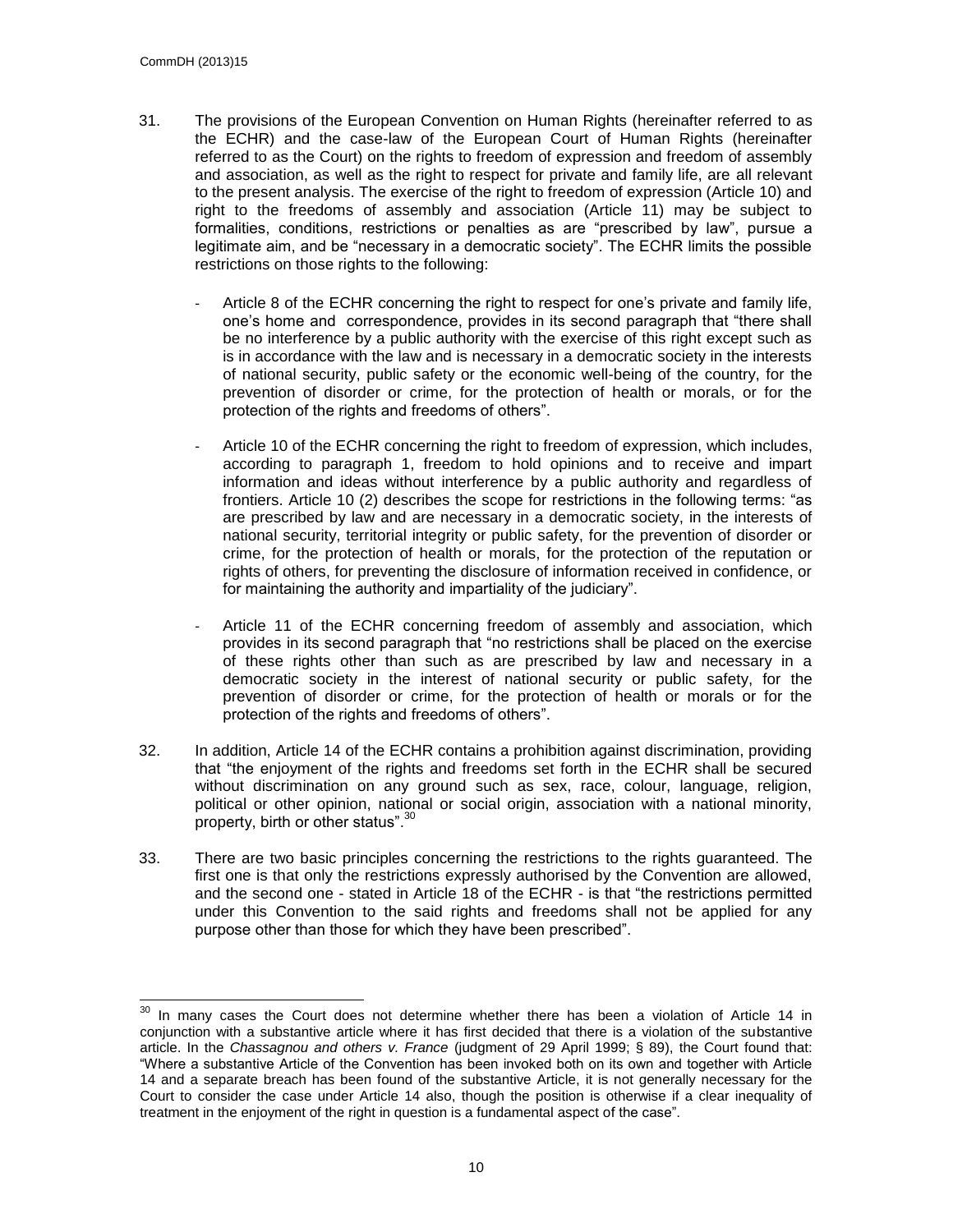31. The provisions of the European Convention on Human Rights (hereinafter referred to as the ECHR) and the case-law of the European Court of Human Rights (hereinafter referred to as the Court) on the rights to freedom of expression and freedom of assembly and association, as well as the right to respect for private and family life, are all relevant to the present analysis. The exercise of the right to freedom of expression (Article 10) and right to the freedoms of assembly and association (Article 11) may be subject to formalities, conditions, restrictions or penalties as are "prescribed by law", pursue a legitimate aim, and be "necessary in a democratic society". The ECHR limits the possible restrictions on those rights to the following:

    - Article 8 of the ECHR concerning the right to respect for one's private and family life, one's home and correspondence, provides in its second paragraph that "there shall be no interference by a public authority with the exercise of this right except such as is in accordance with the law and is necessary in a democratic society in the interests of national security, public safety or the economic well-being of the country, for the prevention of disorder or crime, for the protection of health or morals, or for the protection of the rights and freedoms of others".

    - Article 10 of the ECHR concerning the right to freedom of expression, which includes, according to paragraph 1, freedom to hold opinions and to receive and impart information and ideas without interference by a public authority and regardless of frontiers. Article 10 (2) describes the scope for restrictions in the following terms: "as are prescribed by law and are necessary in a democratic society, in the interests of national security, territorial integrity or public safety, for the prevention of disorder or crime, for the protection of health or morals, for the protection of the reputation or rights of others, for preventing the disclosure of information received in confidence, or for maintaining the authority and impartiality of the judiciary".

    - Article 11 of the ECHR concerning freedom of assembly and association, which provides in its second paragraph that "no restrictions shall be placed on the exercise of these rights other than such as are prescribed by law and necessary in a democratic society in the interest of national security or public safety, for the prevention of disorder or crime, for the protection of health or morals or for the protection of the rights and freedoms of others".

32. In addition, Article 14 of the ECHR contains a prohibition against discrimination, providing that "the enjoyment of the rights and freedoms set forth in the ECHR shall be secured without discrimination on any ground such as sex, race, colour, language, religion, political or other opinion, national or social origin, association with a national minority, property, birth or other status".[30]

33. There are two basic principles concerning the restrictions to the rights guaranteed. The first one is that only the restrictions expressly authorised by the Convention are allowed, and the second one - stated in Article 18 of the ECHR - is that "the restrictions permitted under this Convention to the said rights and freedoms shall not be applied for any purpose other than those for which they have been prescribed".

---

[30] In many cases the Court does not determine whether there has been a violation of Article 14 in conjunction with a substantive article where it has first decided that there is a violation of the substantive article. In the *Chassagnou and others v. France* (judgment of 29 April 1999; § 89), the Court found that: "Where a substantive Article of the Convention has been invoked both on its own and together with Article 14 and a separate breach has been found of the substantive Article, it is not generally necessary for the Court to consider the case under Article 14 also, though the position is otherwise if a clear inequality of treatment in the enjoyment of the right in question is a fundamental aspect of the case".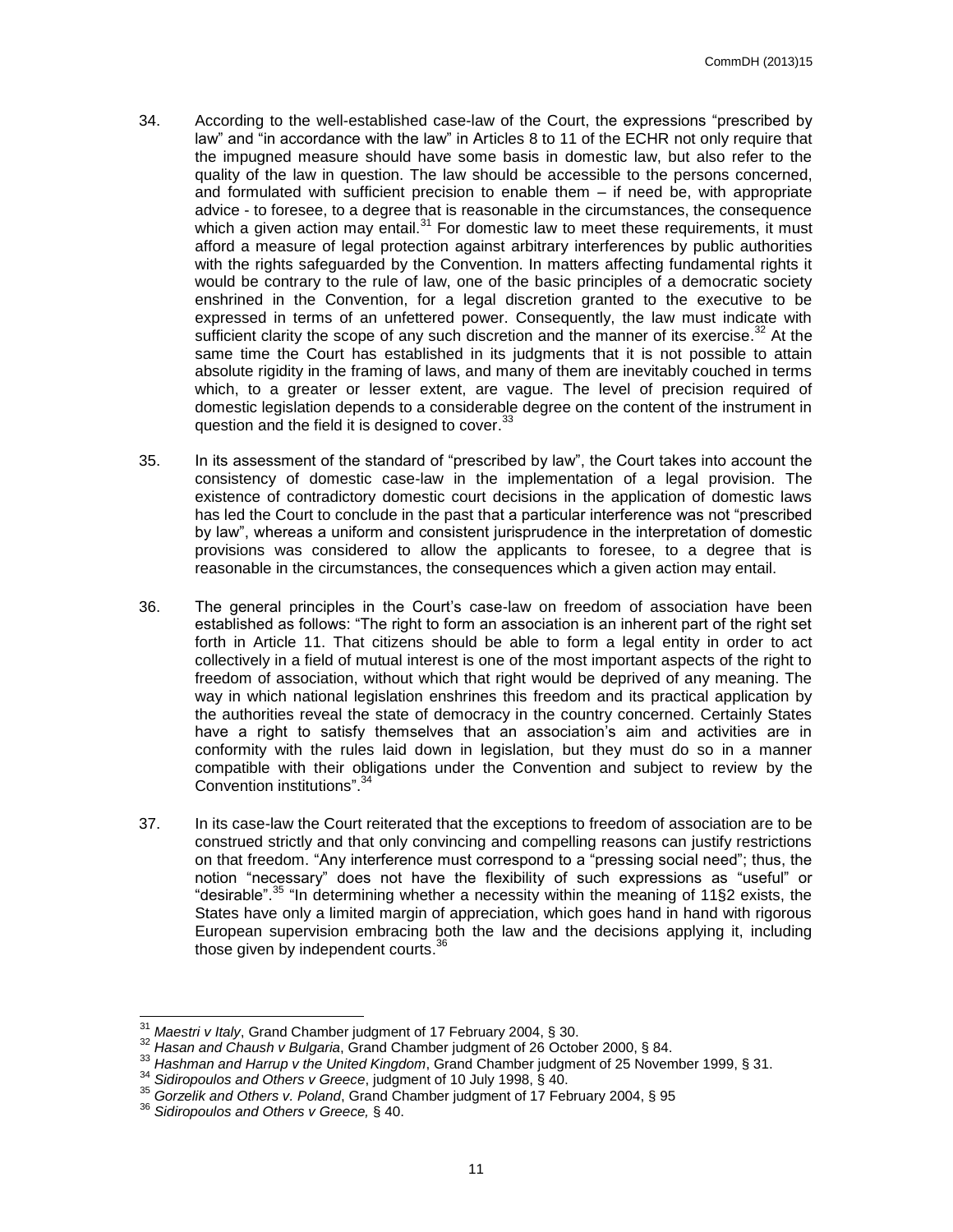34. According to the well-established case-law of the Court, the expressions "prescribed by law" and "in accordance with the law" in Articles 8 to 11 of the ECHR not only require that the impugned measure should have some basis in domestic law, but also refer to the quality of the law in question. The law should be accessible to the persons concerned, and formulated with sufficient precision to enable them – if need be, with appropriate advice - to foresee, to a degree that is reasonable in the circumstances, the consequence which a given action may entail.[31] For domestic law to meet these requirements, it must afford a measure of legal protection against arbitrary interferences by public authorities with the rights safeguarded by the Convention. In matters affecting fundamental rights it would be contrary to the rule of law, one of the basic principles of a democratic society enshrined in the Convention, for a legal discretion granted to the executive to be expressed in terms of an unfettered power. Consequently, the law must indicate with sufficient clarity the scope of any such discretion and the manner of its exercise.[32] At the same time the Court has established in its judgments that it is not possible to attain absolute rigidity in the framing of laws, and many of them are inevitably couched in terms which, to a greater or lesser extent, are vague. The level of precision required of domestic legislation depends to a considerable degree on the content of the instrument in question and the field it is designed to cover.[33]

35. In its assessment of the standard of "prescribed by law", the Court takes into account the consistency of domestic case-law in the implementation of a legal provision. The existence of contradictory domestic court decisions in the application of domestic laws has led the Court to conclude in the past that a particular interference was not "prescribed by law", whereas a uniform and consistent jurisprudence in the interpretation of domestic provisions was considered to allow the applicants to foresee, to a degree that is reasonable in the circumstances, the consequences which a given action may entail.

36. The general principles in the Court's case-law on freedom of association have been established as follows: "The right to form an association is an inherent part of the right set forth in Article 11. That citizens should be able to form a legal entity in order to act collectively in a field of mutual interest is one of the most important aspects of the right to freedom of association, without which that right would be deprived of any meaning. The way in which national legislation enshrines this freedom and its practical application by the authorities reveal the state of democracy in the country concerned. Certainly States have a right to satisfy themselves that an association's aim and activities are in conformity with the rules laid down in legislation, but they must do so in a manner compatible with their obligations under the Convention and subject to review by the Convention institutions".[34]

37. In its case-law the Court reiterated that the exceptions to freedom of association are to be construed strictly and that only convincing and compelling reasons can justify restrictions on that freedom. "Any interference must correspond to a "pressing social need"; thus, the notion "necessary" does not have the flexibility of such expressions as "useful" or "desirable".[35] "In determining whether a necessity within the meaning of 11§2 exists, the States have only a limited margin of appreciation, which goes hand in hand with rigorous European supervision embracing both the law and the decisions applying it, including those given by independent courts.[36]

---

[31] *Maestri v Italy*, Grand Chamber judgment of 17 February 2004, § 30.

[32] *Hasan and Chaush v Bulgaria*, Grand Chamber judgment of 26 October 2000, § 84.

[33] *Hashman and Harrup v the United Kingdom*, Grand Chamber judgment of 25 November 1999, § 31.

[34] *Sidiropoulos and Others v Greece*, judgment of 10 July 1998, § 40.

[35] *Gorzelik and Others v. Poland*, Grand Chamber judgment of 17 February 2004, § 95

[36] *Sidiropoulos and Others v Greece,* § 40.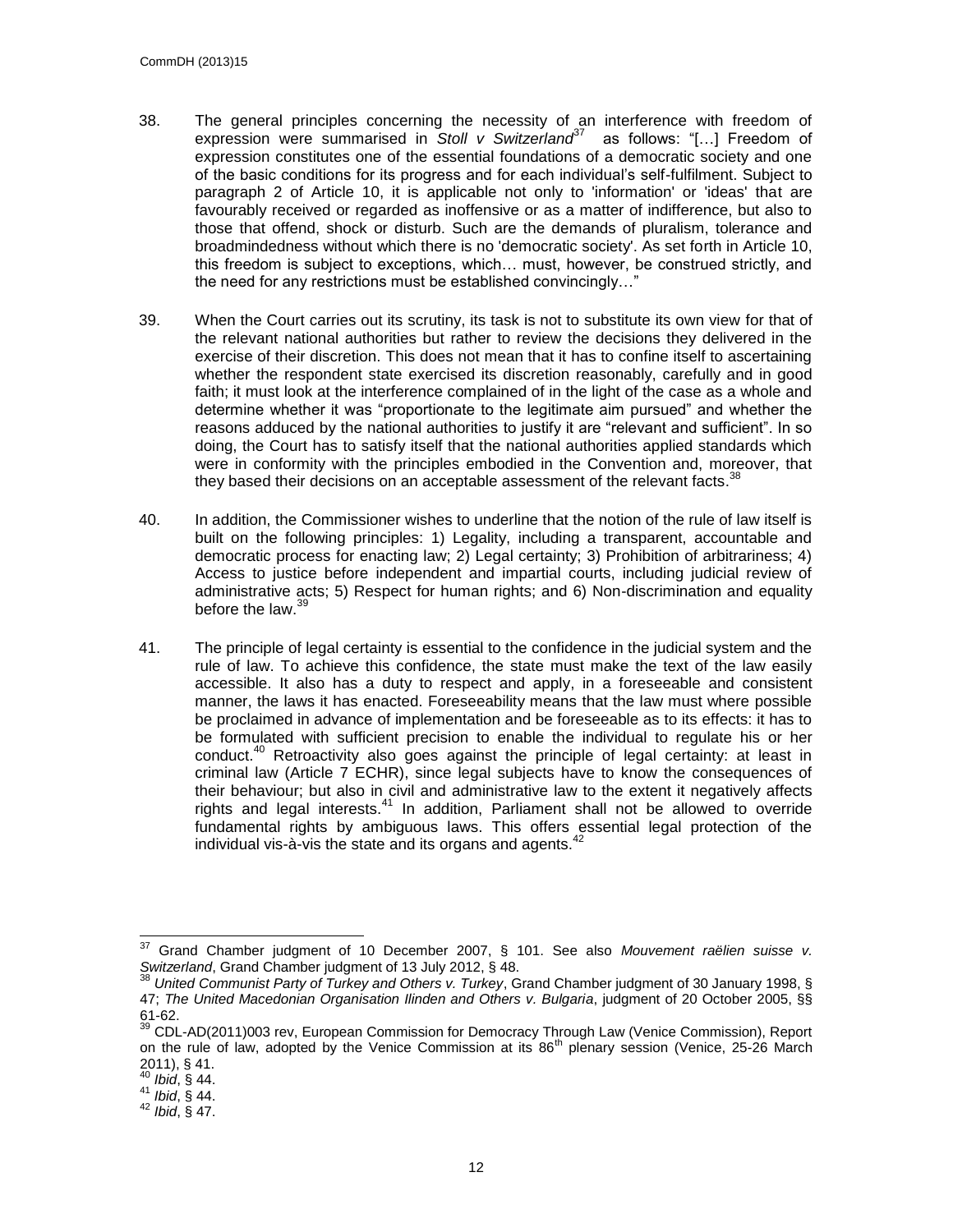38. The general principles concerning the necessity of an interference with freedom of expression were summarised in *Stoll v Switzerland*[37] as follows: "[…] Freedom of expression constitutes one of the essential foundations of a democratic society and one of the basic conditions for its progress and for each individual's self-fulfilment. Subject to paragraph 2 of Article 10, it is applicable not only to 'information' or 'ideas' that are favourably received or regarded as inoffensive or as a matter of indifference, but also to those that offend, shock or disturb. Such are the demands of pluralism, tolerance and broadmindedness without which there is no 'democratic society'. As set forth in Article 10, this freedom is subject to exceptions, which… must, however, be construed strictly, and the need for any restrictions must be established convincingly…"

39. When the Court carries out its scrutiny, its task is not to substitute its own view for that of the relevant national authorities but rather to review the decisions they delivered in the exercise of their discretion. This does not mean that it has to confine itself to ascertaining whether the respondent state exercised its discretion reasonably, carefully and in good faith; it must look at the interference complained of in the light of the case as a whole and determine whether it was "proportionate to the legitimate aim pursued" and whether the reasons adduced by the national authorities to justify it are "relevant and sufficient". In so doing, the Court has to satisfy itself that the national authorities applied standards which were in conformity with the principles embodied in the Convention and, moreover, that they based their decisions on an acceptable assessment of the relevant facts.[38]

40. In addition, the Commissioner wishes to underline that the notion of the rule of law itself is built on the following principles: 1) Legality, including a transparent, accountable and democratic process for enacting law; 2) Legal certainty; 3) Prohibition of arbitrariness; 4) Access to justice before independent and impartial courts, including judicial review of administrative acts; 5) Respect for human rights; and 6) Non-discrimination and equality before the law.[39]

41. The principle of legal certainty is essential to the confidence in the judicial system and the rule of law. To achieve this confidence, the state must make the text of the law easily accessible. It also has a duty to respect and apply, in a foreseeable and consistent manner, the laws it has enacted. Foreseeability means that the law must where possible be proclaimed in advance of implementation and be foreseeable as to its effects: it has to be formulated with sufficient precision to enable the individual to regulate his or her conduct.[40] Retroactivity also goes against the principle of legal certainty: at least in criminal law (Article 7 ECHR), since legal subjects have to know the consequences of their behaviour; but also in civil and administrative law to the extent it negatively affects rights and legal interests.[41] In addition, Parliament shall not be allowed to override fundamental rights by ambiguous laws. This offers essential legal protection of the individual vis-à-vis the state and its organs and agents.[42]

---

[37] Grand Chamber judgment of 10 December 2007, § 101. See also *Mouvement raëlien suisse v. Switzerland*, Grand Chamber judgment of 13 July 2012, § 48.

[38] *United Communist Party of Turkey and Others v. Turkey*, Grand Chamber judgment of 30 January 1998, § 47; *The United Macedonian Organisation Ilinden and Others v. Bulgaria*, judgment of 20 October 2005, §§ 61-62.

[39] CDL-AD(2011)003 rev, European Commission for Democracy Through Law (Venice Commission), Report on the rule of law, adopted by the Venice Commission at its 86th plenary session (Venice, 25-26 March 2011), § 41.

[40] *Ibid*, § 44.

[41] *Ibid*, § 44.

[42] *Ibid*, § 47.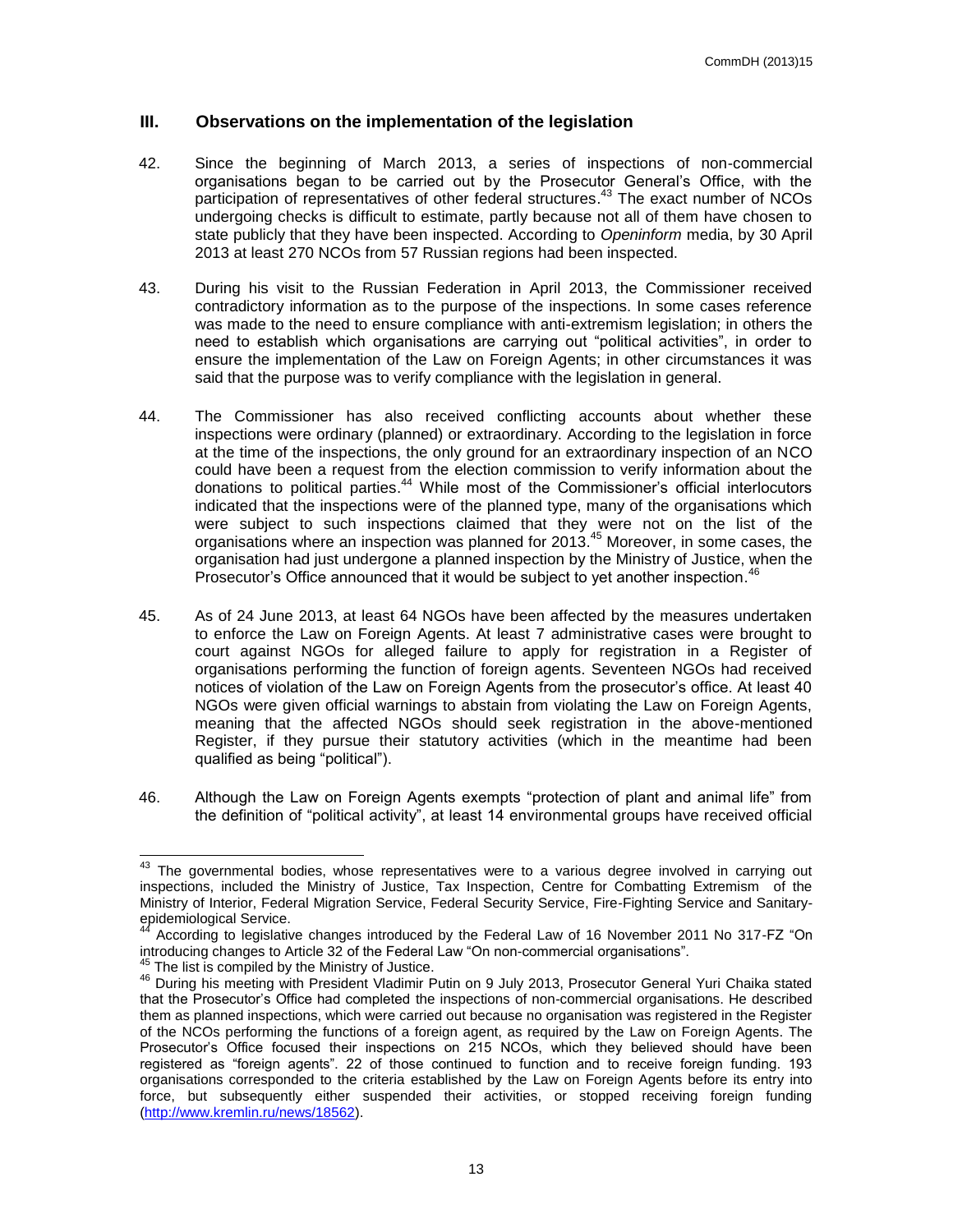## III. Observations on the implementation of the legislation

42. Since the beginning of March 2013, a series of inspections of non-commercial organisations began to be carried out by the Prosecutor General's Office, with the participation of representatives of other federal structures.[43] The exact number of NCOs undergoing checks is difficult to estimate, partly because not all of them have chosen to state publicly that they have been inspected. According to *Openinform* media, by 30 April 2013 at least 270 NCOs from 57 Russian regions had been inspected.

43. During his visit to the Russian Federation in April 2013, the Commissioner received contradictory information as to the purpose of the inspections. In some cases reference was made to the need to ensure compliance with anti-extremism legislation; in others the need to establish which organisations are carrying out "political activities", in order to ensure the implementation of the Law on Foreign Agents; in other circumstances it was said that the purpose was to verify compliance with the legislation in general.

44. The Commissioner has also received conflicting accounts about whether these inspections were ordinary (planned) or extraordinary. According to the legislation in force at the time of the inspections, the only ground for an extraordinary inspection of an NCO could have been a request from the election commission to verify information about the donations to political parties.[44] While most of the Commissioner's official interlocutors indicated that the inspections were of the planned type, many of the organisations which were subject to such inspections claimed that they were not on the list of the organisations where an inspection was planned for 2013.[45] Moreover, in some cases, the organisation had just undergone a planned inspection by the Ministry of Justice, when the Prosecutor's Office announced that it would be subject to yet another inspection.[46]

45. As of 24 June 2013, at least 64 NGOs have been affected by the measures undertaken to enforce the Law on Foreign Agents. At least 7 administrative cases were brought to court against NGOs for alleged failure to apply for registration in a Register of organisations performing the function of foreign agents. Seventeen NGOs had received notices of violation of the Law on Foreign Agents from the prosecutor's office. At least 40 NGOs were given official warnings to abstain from violating the Law on Foreign Agents, meaning that the affected NGOs should seek registration in the above-mentioned Register, if they pursue their statutory activities (which in the meantime had been qualified as being "political").

46. Although the Law on Foreign Agents exempts "protection of plant and animal life" from the definition of "political activity", at least 14 environmental groups have received official

---

[43] The governmental bodies, whose representatives were to a various degree involved in carrying out inspections, included the Ministry of Justice, Tax Inspection, Centre for Combatting Extremism of the Ministry of Interior, Federal Migration Service, Federal Security Service, Fire-Fighting Service and Sanitary-epidemiological Service.

[44] According to legislative changes introduced by the Federal Law of 16 November 2011 No 317-FZ "On introducing changes to Article 32 of the Federal Law "On non-commercial organisations".

[45] The list is compiled by the Ministry of Justice.

[46] During his meeting with President Vladimir Putin on 9 July 2013, Prosecutor General Yuri Chaika stated that the Prosecutor's Office had completed the inspections of non-commercial organisations. He described them as planned inspections, which were carried out because no organisation was registered in the Register of the NCOs performing the functions of a foreign agent, as required by the Law on Foreign Agents. The Prosecutor's Office focused their inspections on 215 NCOs, which they believed should have been registered as "foreign agents". 22 of those continued to function and to receive foreign funding. 193 organisations corresponded to the criteria established by the Law on Foreign Agents before its entry into force, but subsequently either suspended their activities, or stopped receiving foreign funding (http://www.kremlin.ru/news/18562).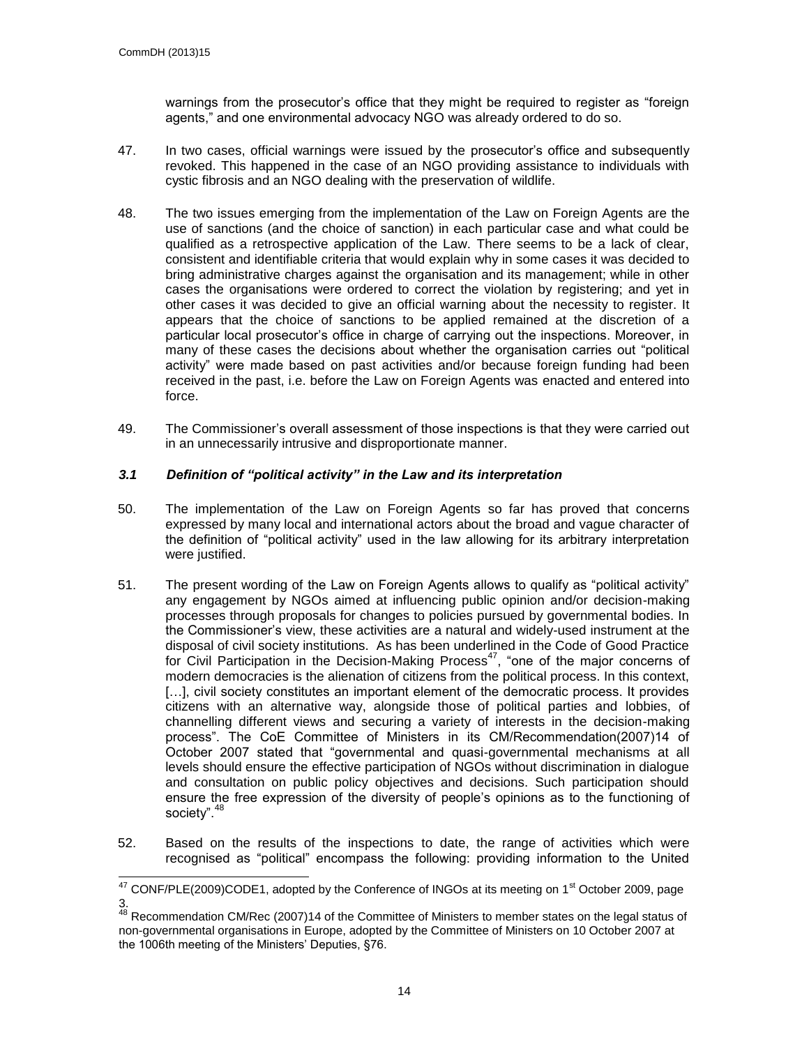warnings from the prosecutor's office that they might be required to register as "foreign agents," and one environmental advocacy NGO was already ordered to do so.

47. In two cases, official warnings were issued by the prosecutor's office and subsequently revoked. This happened in the case of an NGO providing assistance to individuals with cystic fibrosis and an NGO dealing with the preservation of wildlife.

48. The two issues emerging from the implementation of the Law on Foreign Agents are the use of sanctions (and the choice of sanction) in each particular case and what could be qualified as a retrospective application of the Law. There seems to be a lack of clear, consistent and identifiable criteria that would explain why in some cases it was decided to bring administrative charges against the organisation and its management; while in other cases the organisations were ordered to correct the violation by registering; and yet in other cases it was decided to give an official warning about the necessity to register. It appears that the choice of sanctions to be applied remained at the discretion of a particular local prosecutor's office in charge of carrying out the inspections. Moreover, in many of these cases the decisions about whether the organisation carries out "political activity" were made based on past activities and/or because foreign funding had been received in the past, i.e. before the Law on Foreign Agents was enacted and entered into force.

49. The Commissioner's overall assessment of those inspections is that they were carried out in an unnecessarily intrusive and disproportionate manner.

### *3.1 Definition of "political activity" in the Law and its interpretation*

50. The implementation of the Law on Foreign Agents so far has proved that concerns expressed by many local and international actors about the broad and vague character of the definition of "political activity" used in the law allowing for its arbitrary interpretation were justified.

51. The present wording of the Law on Foreign Agents allows to qualify as "political activity" any engagement by NGOs aimed at influencing public opinion and/or decision-making processes through proposals for changes to policies pursued by governmental bodies. In the Commissioner's view, these activities are a natural and widely-used instrument at the disposal of civil society institutions. As has been underlined in the Code of Good Practice for Civil Participation in the Decision-Making Process[47], "one of the major concerns of modern democracies is the alienation of citizens from the political process. In this context, […], civil society constitutes an important element of the democratic process. It provides citizens with an alternative way, alongside those of political parties and lobbies, of channelling different views and securing a variety of interests in the decision-making process". The CoE Committee of Ministers in its CM/Recommendation(2007)14 of October 2007 stated that "governmental and quasi-governmental mechanisms at all levels should ensure the effective participation of NGOs without discrimination in dialogue and consultation on public policy objectives and decisions. Such participation should ensure the free expression of the diversity of people's opinions as to the functioning of society".[48]

52. Based on the results of the inspections to date, the range of activities which were recognised as "political" encompass the following: providing information to the United

---

[47] CONF/PLE(2009)CODE1, adopted by the Conference of INGOs at its meeting on 1st October 2009, page 3.

[48] Recommendation CM/Rec (2007)14 of the Committee of Ministers to member states on the legal status of non-governmental organisations in Europe, adopted by the Committee of Ministers on 10 October 2007 at the 1006th meeting of the Ministers' Deputies, §76.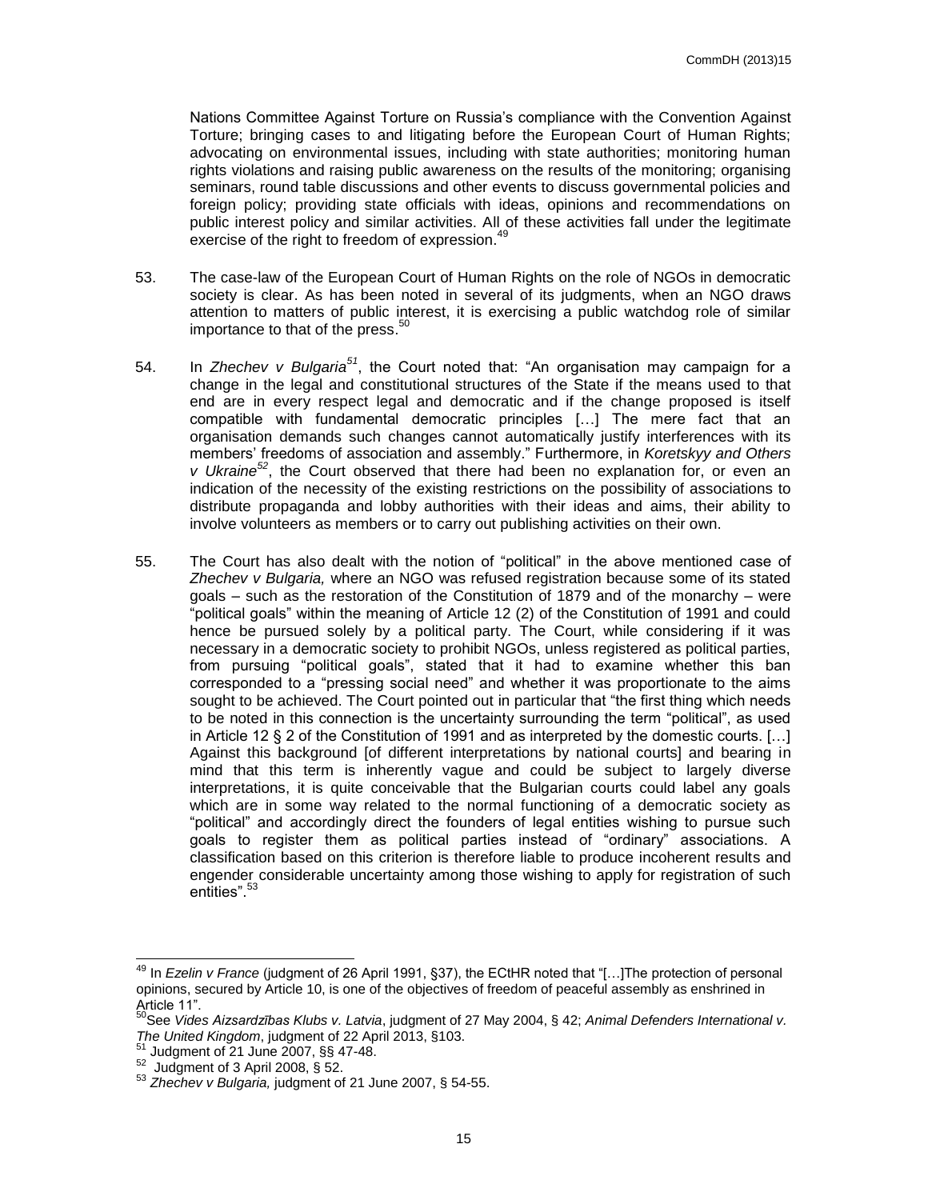Nations Committee Against Torture on Russia's compliance with the Convention Against Torture; bringing cases to and litigating before the European Court of Human Rights; advocating on environmental issues, including with state authorities; monitoring human rights violations and raising public awareness on the results of the monitoring; organising seminars, round table discussions and other events to discuss governmental policies and foreign policy; providing state officials with ideas, opinions and recommendations on public interest policy and similar activities. All of these activities fall under the legitimate exercise of the right to freedom of expression.[49]

53. The case-law of the European Court of Human Rights on the role of NGOs in democratic society is clear. As has been noted in several of its judgments, when an NGO draws attention to matters of public interest, it is exercising a public watchdog role of similar importance to that of the press.[50]

54. In *Zhechev v Bulgaria*[51], the Court noted that: "An organisation may campaign for a change in the legal and constitutional structures of the State if the means used to that end are in every respect legal and democratic and if the change proposed is itself compatible with fundamental democratic principles […] The mere fact that an organisation demands such changes cannot automatically justify interferences with its members' freedoms of association and assembly." Furthermore, in *Koretskyy and Others v Ukraine*[52], the Court observed that there had been no explanation for, or even an indication of the necessity of the existing restrictions on the possibility of associations to distribute propaganda and lobby authorities with their ideas and aims, their ability to involve volunteers as members or to carry out publishing activities on their own.

55. The Court has also dealt with the notion of "political" in the above mentioned case of *Zhechev v Bulgaria,* where an NGO was refused registration because some of its stated goals – such as the restoration of the Constitution of 1879 and of the monarchy – were "political goals" within the meaning of Article 12 (2) of the Constitution of 1991 and could hence be pursued solely by a political party. The Court, while considering if it was necessary in a democratic society to prohibit NGOs, unless registered as political parties, from pursuing "political goals", stated that it had to examine whether this ban corresponded to a "pressing social need" and whether it was proportionate to the aims sought to be achieved. The Court pointed out in particular that "the first thing which needs to be noted in this connection is the uncertainty surrounding the term "political", as used in Article 12 § 2 of the Constitution of 1991 and as interpreted by the domestic courts. […] Against this background [of different interpretations by national courts] and bearing in mind that this term is inherently vague and could be subject to largely diverse interpretations, it is quite conceivable that the Bulgarian courts could label any goals which are in some way related to the normal functioning of a democratic society as "political" and accordingly direct the founders of legal entities wishing to pursue such goals to register them as political parties instead of "ordinary" associations. A classification based on this criterion is therefore liable to produce incoherent results and engender considerable uncertainty among those wishing to apply for registration of such entities".[53]

---

[49] In *Ezelin v France* (judgment of 26 April 1991, §37), the ECtHR noted that "[…]The protection of personal opinions, secured by Article 10, is one of the objectives of freedom of peaceful assembly as enshrined in Article 11".

[50] See *Vides Aizsardzības Klubs v. Latvia*, judgment of 27 May 2004, § 42; *Animal Defenders International v. The United Kingdom*, judgment of 22 April 2013, §103.

[51] Judgment of 21 June 2007, §§ 47-48.

[52] Judgment of 3 April 2008, § 52.

[53] *Zhechev v Bulgaria,* judgment of 21 June 2007, § 54-55.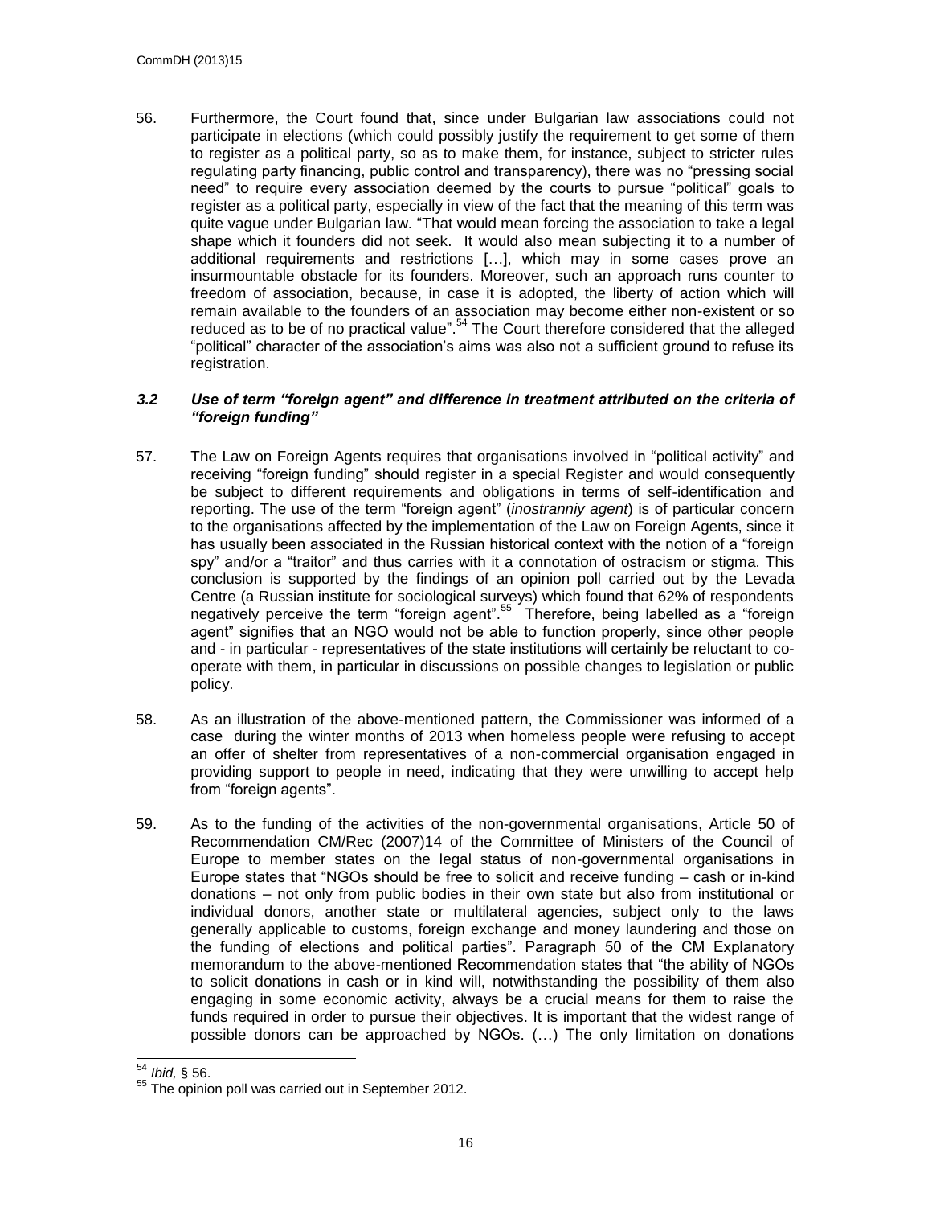56. Furthermore, the Court found that, since under Bulgarian law associations could not participate in elections (which could possibly justify the requirement to get some of them to register as a political party, so as to make them, for instance, subject to stricter rules regulating party financing, public control and transparency), there was no "pressing social need" to require every association deemed by the courts to pursue "political" goals to register as a political party, especially in view of the fact that the meaning of this term was quite vague under Bulgarian law. "That would mean forcing the association to take a legal shape which it founders did not seek. It would also mean subjecting it to a number of additional requirements and restrictions […], which may in some cases prove an insurmountable obstacle for its founders. Moreover, such an approach runs counter to freedom of association, because, in case it is adopted, the liberty of action which will remain available to the founders of an association may become either non-existent or so reduced as to be of no practical value".[54] The Court therefore considered that the alleged "political" character of the association's aims was also not a sufficient ground to refuse its registration.

### *3.2 Use of term "foreign agent" and difference in treatment attributed on the criteria of "foreign funding"*

57. The Law on Foreign Agents requires that organisations involved in "political activity" and receiving "foreign funding" should register in a special Register and would consequently be subject to different requirements and obligations in terms of self-identification and reporting. The use of the term "foreign agent" (*inostranniy agent*) is of particular concern to the organisations affected by the implementation of the Law on Foreign Agents, since it has usually been associated in the Russian historical context with the notion of a "foreign spy" and/or a "traitor" and thus carries with it a connotation of ostracism or stigma. This conclusion is supported by the findings of an opinion poll carried out by the Levada Centre (a Russian institute for sociological surveys) which found that 62% of respondents negatively perceive the term "foreign agent".[55] Therefore, being labelled as a "foreign agent" signifies that an NGO would not be able to function properly, since other people and - in particular - representatives of the state institutions will certainly be reluctant to co-operate with them, in particular in discussions on possible changes to legislation or public policy.

58. As an illustration of the above-mentioned pattern, the Commissioner was informed of a case during the winter months of 2013 when homeless people were refusing to accept an offer of shelter from representatives of a non-commercial organisation engaged in providing support to people in need, indicating that they were unwilling to accept help from "foreign agents".

59. As to the funding of the activities of the non-governmental organisations, Article 50 of Recommendation CM/Rec (2007)14 of the Committee of Ministers of the Council of Europe to member states on the legal status of non-governmental organisations in Europe states that "NGOs should be free to solicit and receive funding – cash or in-kind donations – not only from public bodies in their own state but also from institutional or individual donors, another state or multilateral agencies, subject only to the laws generally applicable to customs, foreign exchange and money laundering and those on the funding of elections and political parties". Paragraph 50 of the CM Explanatory memorandum to the above-mentioned Recommendation states that "the ability of NGOs to solicit donations in cash or in kind will, notwithstanding the possibility of them also engaging in some economic activity, always be a crucial means for them to raise the funds required in order to pursue their objectives. It is important that the widest range of possible donors can be approached by NGOs. (…) The only limitation on donations

---

[54] *Ibid,* § 56.

[55] The opinion poll was carried out in September 2012.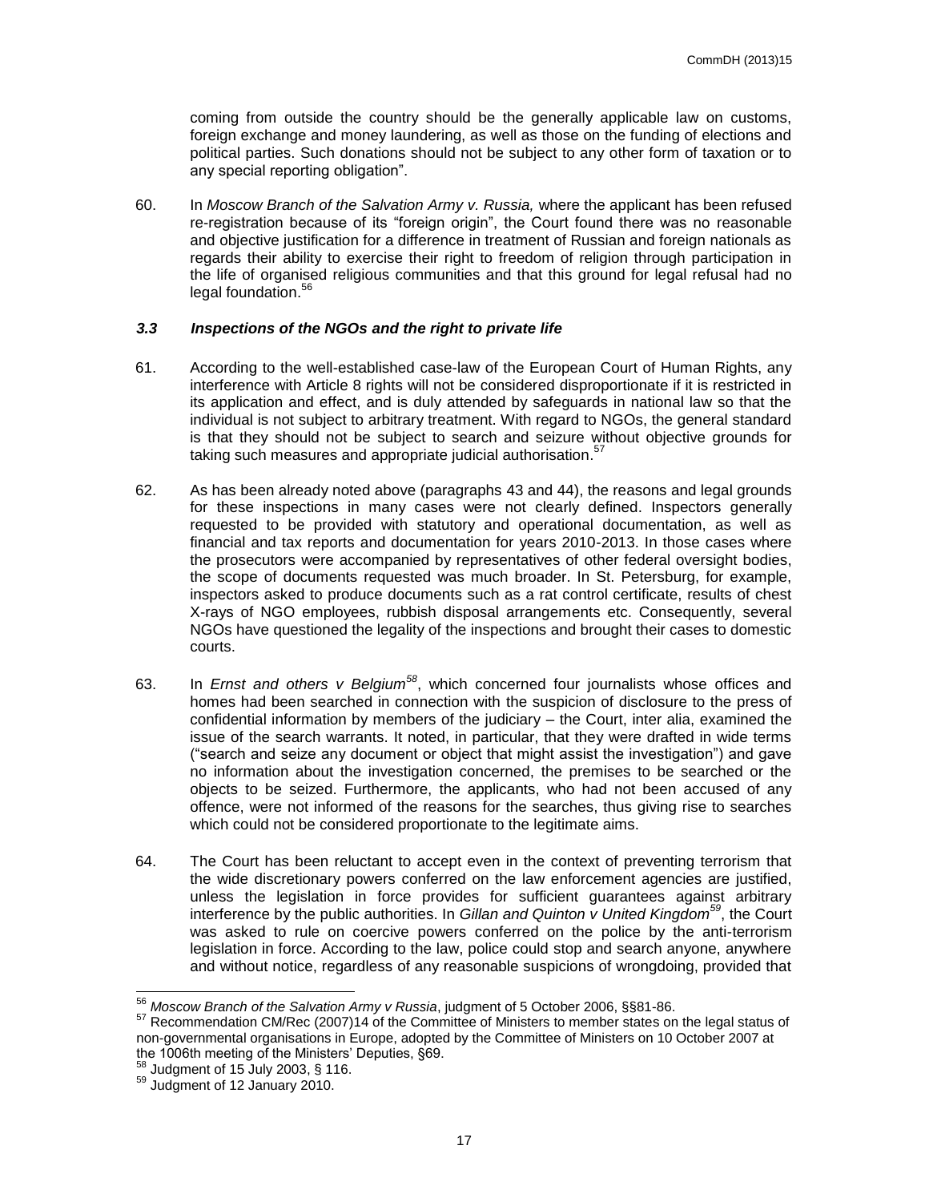coming from outside the country should be the generally applicable law on customs, foreign exchange and money laundering, as well as those on the funding of elections and political parties. Such donations should not be subject to any other form of taxation or to any special reporting obligation".

60. In *Moscow Branch of the Salvation Army v. Russia,* where the applicant has been refused re-registration because of its "foreign origin", the Court found there was no reasonable and objective justification for a difference in treatment of Russian and foreign nationals as regards their ability to exercise their right to freedom of religion through participation in the life of organised religious communities and that this ground for legal refusal had no legal foundation.[56]

### *3.3 Inspections of the NGOs and the right to private life*

61. According to the well-established case-law of the European Court of Human Rights, any interference with Article 8 rights will not be considered disproportionate if it is restricted in its application and effect, and is duly attended by safeguards in national law so that the individual is not subject to arbitrary treatment. With regard to NGOs, the general standard is that they should not be subject to search and seizure without objective grounds for taking such measures and appropriate judicial authorisation.[57]

62. As has been already noted above (paragraphs 43 and 44), the reasons and legal grounds for these inspections in many cases were not clearly defined. Inspectors generally requested to be provided with statutory and operational documentation, as well as financial and tax reports and documentation for years 2010-2013. In those cases where the prosecutors were accompanied by representatives of other federal oversight bodies, the scope of documents requested was much broader. In St. Petersburg, for example, inspectors asked to produce documents such as a rat control certificate, results of chest X-rays of NGO employees, rubbish disposal arrangements etc. Consequently, several NGOs have questioned the legality of the inspections and brought their cases to domestic courts.

63. In *Ernst and others v Belgium*[58], which concerned four journalists whose offices and homes had been searched in connection with the suspicion of disclosure to the press of confidential information by members of the judiciary – the Court, inter alia, examined the issue of the search warrants. It noted, in particular, that they were drafted in wide terms ("search and seize any document or object that might assist the investigation") and gave no information about the investigation concerned, the premises to be searched or the objects to be seized. Furthermore, the applicants, who had not been accused of any offence, were not informed of the reasons for the searches, thus giving rise to searches which could not be considered proportionate to the legitimate aims.

64. The Court has been reluctant to accept even in the context of preventing terrorism that the wide discretionary powers conferred on the law enforcement agencies are justified, unless the legislation in force provides for sufficient guarantees against arbitrary interference by the public authorities. In *Gillan and Quinton v United Kingdom*[59], the Court was asked to rule on coercive powers conferred on the police by the anti-terrorism legislation in force. According to the law, police could stop and search anyone, anywhere and without notice, regardless of any reasonable suspicions of wrongdoing, provided that

---

[56] *Moscow Branch of the Salvation Army v Russia*, judgment of 5 October 2006, §§81-86.

[57] Recommendation CM/Rec (2007)14 of the Committee of Ministers to member states on the legal status of non-governmental organisations in Europe, adopted by the Committee of Ministers on 10 October 2007 at the 1006th meeting of the Ministers' Deputies, §69.

[58] Judgment of 15 July 2003, § 116.

[59] Judgment of 12 January 2010.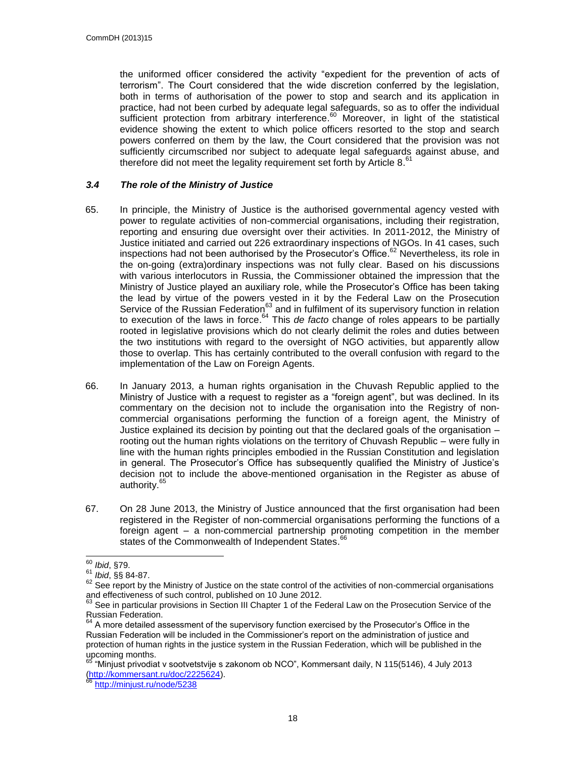the uniformed officer considered the activity "expedient for the prevention of acts of terrorism". The Court considered that the wide discretion conferred by the legislation, both in terms of authorisation of the power to stop and search and its application in practice, had not been curbed by adequate legal safeguards, so as to offer the individual sufficient protection from arbitrary interference.[60] Moreover, in light of the statistical evidence showing the extent to which police officers resorted to the stop and search powers conferred on them by the law, the Court considered that the provision was not sufficiently circumscribed nor subject to adequate legal safeguards against abuse, and therefore did not meet the legality requirement set forth by Article 8.[61]

### *3.4 The role of the Ministry of Justice*

65. In principle, the Ministry of Justice is the authorised governmental agency vested with power to regulate activities of non-commercial organisations, including their registration, reporting and ensuring due oversight over their activities. In 2011-2012, the Ministry of Justice initiated and carried out 226 extraordinary inspections of NGOs. In 41 cases, such inspections had not been authorised by the Prosecutor's Office.[62] Nevertheless, its role in the on-going (extra)ordinary inspections was not fully clear. Based on his discussions with various interlocutors in Russia, the Commissioner obtained the impression that the Ministry of Justice played an auxiliary role, while the Prosecutor's Office has been taking the lead by virtue of the powers vested in it by the Federal Law on the Prosecution Service of the Russian Federation[63] and in fulfilment of its supervisory function in relation to execution of the laws in force.[64] This *de facto* change of roles appears to be partially rooted in legislative provisions which do not clearly delimit the roles and duties between the two institutions with regard to the oversight of NGO activities, but apparently allow those to overlap. This has certainly contributed to the overall confusion with regard to the implementation of the Law on Foreign Agents.

66. In January 2013, a human rights organisation in the Chuvash Republic applied to the Ministry of Justice with a request to register as a "foreign agent", but was declined. In its commentary on the decision not to include the organisation into the Registry of non-commercial organisations performing the function of a foreign agent, the Ministry of Justice explained its decision by pointing out that the declared goals of the organisation – rooting out the human rights violations on the territory of Chuvash Republic – were fully in line with the human rights principles embodied in the Russian Constitution and legislation in general. The Prosecutor's Office has subsequently qualified the Ministry of Justice's decision not to include the above-mentioned organisation in the Register as abuse of authority.[65]

67. On 28 June 2013, the Ministry of Justice announced that the first organisation had been registered in the Register of non-commercial organisations performing the functions of a foreign agent – a non-commercial partnership promoting competition in the member states of the Commonwealth of Independent States.[66]

---

[60] *Ibid*, §79.

[61] *Ibid*, §§ 84-87.

[62] See report by the Ministry of Justice on the state control of the activities of non-commercial organisations and effectiveness of such control, published on 10 June 2012.

[63] See in particular provisions in Section III Chapter 1 of the Federal Law on the Prosecution Service of the Russian Federation.

[64] A more detailed assessment of the supervisory function exercised by the Prosecutor's Office in the Russian Federation will be included in the Commissioner's report on the administration of justice and protection of human rights in the justice system in the Russian Federation, which will be published in the upcoming months.

[65] "Minjust privodiat v sootvetstvije s zakonom ob NCO", Kommersant daily, N 115(5146), 4 July 2013 (http://kommersant.ru/doc/2225624).

[66] http://minjust.ru/node/5238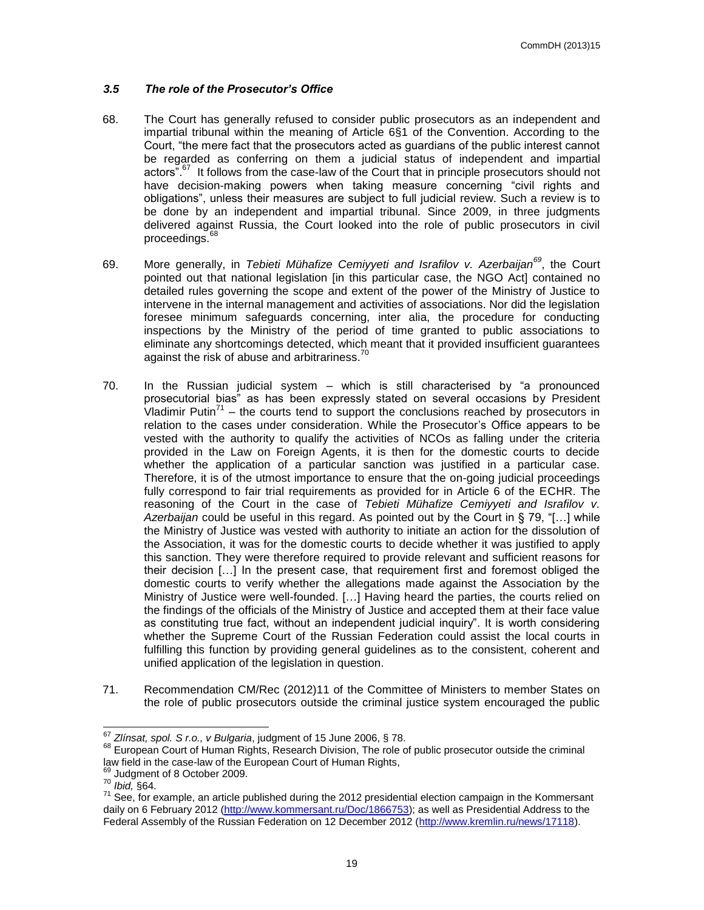### *3.5 The role of the Prosecutor's Office*

68. The Court has generally refused to consider public prosecutors as an independent and impartial tribunal within the meaning of Article 6§1 of the Convention. According to the Court, "the mere fact that the prosecutors acted as guardians of the public interest cannot be regarded as conferring on them a judicial status of independent and impartial actors".[67] It follows from the case-law of the Court that in principle prosecutors should not have decision-making powers when taking measure concerning "civil rights and obligations", unless their measures are subject to full judicial review. Such a review is to be done by an independent and impartial tribunal. Since 2009, in three judgments delivered against Russia, the Court looked into the role of public prosecutors in civil proceedings.[68]

69. More generally, in *Tebieti Mühafize Cemiyyeti and Israfilov v. Azerbaijan*[69], the Court pointed out that national legislation [in this particular case, the NGO Act] contained no detailed rules governing the scope and extent of the power of the Ministry of Justice to intervene in the internal management and activities of associations. Nor did the legislation foresee minimum safeguards concerning, inter alia, the procedure for conducting inspections by the Ministry of the period of time granted to public associations to eliminate any shortcomings detected, which meant that it provided insufficient guarantees against the risk of abuse and arbitrariness.[70]

70. In the Russian judicial system – which is still characterised by "a pronounced prosecutorial bias" as has been expressly stated on several occasions by President Vladimir Putin[71] – the courts tend to support the conclusions reached by prosecutors in relation to the cases under consideration. While the Prosecutor's Office appears to be vested with the authority to qualify the activities of NCOs as falling under the criteria provided in the Law on Foreign Agents, it is then for the domestic courts to decide whether the application of a particular sanction was justified in a particular case. Therefore, it is of the utmost importance to ensure that the on-going judicial proceedings fully correspond to fair trial requirements as provided for in Article 6 of the ECHR. The reasoning of the Court in the case of *Tebieti Mühafize Cemiyyeti and Israfilov v. Azerbaijan* could be useful in this regard. As pointed out by the Court in § 79, "[…] while the Ministry of Justice was vested with authority to initiate an action for the dissolution of the Association, it was for the domestic courts to decide whether it was justified to apply this sanction. They were therefore required to provide relevant and sufficient reasons for their decision […] In the present case, that requirement first and foremost obliged the domestic courts to verify whether the allegations made against the Association by the Ministry of Justice were well-founded. […] Having heard the parties, the courts relied on the findings of the officials of the Ministry of Justice and accepted them at their face value as constituting true fact, without an independent judicial inquiry". It is worth considering whether the Supreme Court of the Russian Federation could assist the local courts in fulfilling this function by providing general guidelines as to the consistent, coherent and unified application of the legislation in question.

71. Recommendation CM/Rec (2012)11 of the Committee of Ministers to member States on the role of public prosecutors outside the criminal justice system encouraged the public

---

[67] *Zlínsat, spol. S r.o., v Bulgaria*, judgment of 15 June 2006, § 78.

[68] European Court of Human Rights, Research Division, The role of public prosecutor outside the criminal law field in the case-law of the European Court of Human Rights,

[69] Judgment of 8 October 2009.

[70] *Ibid,* §64.

[71] See, for example, an article published during the 2012 presidential election campaign in the Kommersant daily on 6 February 2012 (http://www.kommersant.ru/Doc/1866753); as well as Presidential Address to the Federal Assembly of the Russian Federation on 12 December 2012 (http://www.kremlin.ru/news/17118).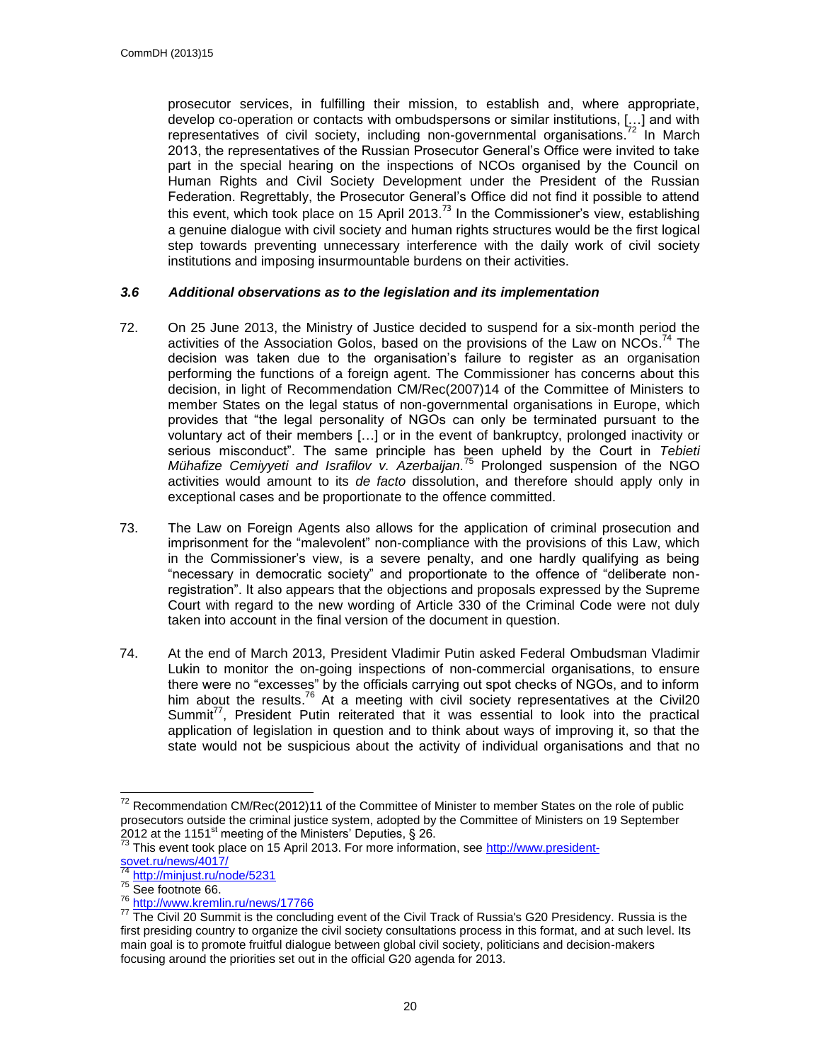prosecutor services, in fulfilling their mission, to establish and, where appropriate, develop co-operation or contacts with ombudspersons or similar institutions, […] and with representatives of civil society, including non-governmental organisations.[72] In March 2013, the representatives of the Russian Prosecutor General's Office were invited to take part in the special hearing on the inspections of NCOs organised by the Council on Human Rights and Civil Society Development under the President of the Russian Federation. Regrettably, the Prosecutor General's Office did not find it possible to attend this event, which took place on 15 April 2013.[73] In the Commissioner's view, establishing a genuine dialogue with civil society and human rights structures would be the first logical step towards preventing unnecessary interference with the daily work of civil society institutions and imposing insurmountable burdens on their activities.

### *3.6 Additional observations as to the legislation and its implementation*

72. On 25 June 2013, the Ministry of Justice decided to suspend for a six-month period the activities of the Association Golos, based on the provisions of the Law on NCOs.[74] The decision was taken due to the organisation's failure to register as an organisation performing the functions of a foreign agent. The Commissioner has concerns about this decision, in light of Recommendation CM/Rec(2007)14 of the Committee of Ministers to member States on the legal status of non-governmental organisations in Europe, which provides that "the legal personality of NGOs can only be terminated pursuant to the voluntary act of their members […] or in the event of bankruptcy, prolonged inactivity or serious misconduct". The same principle has been upheld by the Court in *Tebieti Mühafize Cemiyyeti and Israfilov v. Azerbaijan.*[75] Prolonged suspension of the NGO activities would amount to its *de facto* dissolution, and therefore should apply only in exceptional cases and be proportionate to the offence committed.

73. The Law on Foreign Agents also allows for the application of criminal prosecution and imprisonment for the "malevolent" non-compliance with the provisions of this Law, which in the Commissioner's view, is a severe penalty, and one hardly qualifying as being "necessary in democratic society" and proportionate to the offence of "deliberate non-registration". It also appears that the objections and proposals expressed by the Supreme Court with regard to the new wording of Article 330 of the Criminal Code were not duly taken into account in the final version of the document in question.

74. At the end of March 2013, President Vladimir Putin asked Federal Ombudsman Vladimir Lukin to monitor the on-going inspections of non-commercial organisations, to ensure there were no "excesses" by the officials carrying out spot checks of NGOs, and to inform him about the results.[76] At a meeting with civil society representatives at the Civil20 Summit[77], President Putin reiterated that it was essential to look into the practical application of legislation in question and to think about ways of improving it, so that the state would not be suspicious about the activity of individual organisations and that no

---

[72] Recommendation CM/Rec(2012)11 of the Committee of Minister to member States on the role of public prosecutors outside the criminal justice system, adopted by the Committee of Ministers on 19 September 2012 at the 1151st meeting of the Ministers' Deputies, § 26.

[73] This event took place on 15 April 2013. For more information, see http://www.president-sovet.ru/news/4017/

[74] http://minjust.ru/node/5231

[75] See footnote 66.

[76] http://www.kremlin.ru/news/17766

[77] The Civil 20 Summit is the concluding event of the Civil Track of Russia's G20 Presidency. Russia is the first presiding country to organize the civil society consultations process in this format, and at such level. Its main goal is to promote fruitful dialogue between global civil society, politicians and decision-makers focusing around the priorities set out in the official G20 agenda for 2013.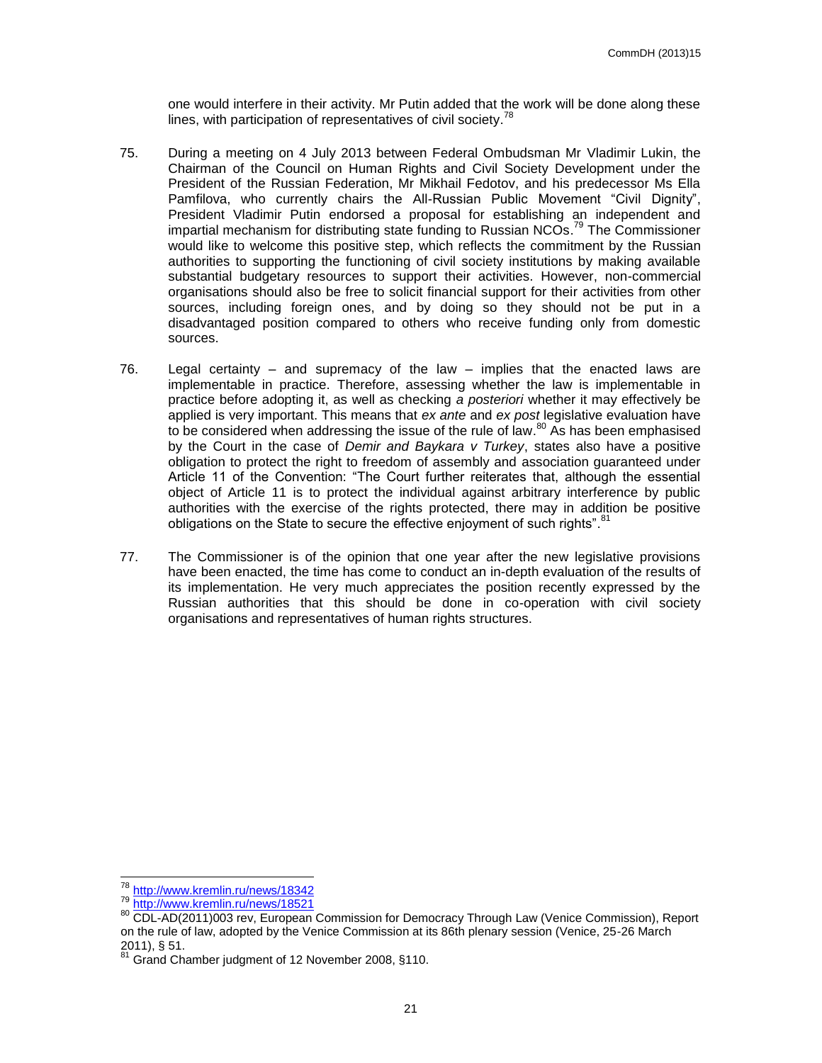one would interfere in their activity. Mr Putin added that the work will be done along these lines, with participation of representatives of civil society.[78]

75. During a meeting on 4 July 2013 between Federal Ombudsman Mr Vladimir Lukin, the Chairman of the Council on Human Rights and Civil Society Development under the President of the Russian Federation, Mr Mikhail Fedotov, and his predecessor Ms Ella Pamfilova, who currently chairs the All-Russian Public Movement "Civil Dignity", President Vladimir Putin endorsed a proposal for establishing an independent and impartial mechanism for distributing state funding to Russian NCOs.[79] The Commissioner would like to welcome this positive step, which reflects the commitment by the Russian authorities to supporting the functioning of civil society institutions by making available substantial budgetary resources to support their activities. However, non-commercial organisations should also be free to solicit financial support for their activities from other sources, including foreign ones, and by doing so they should not be put in a disadvantaged position compared to others who receive funding only from domestic sources.

76. Legal certainty – and supremacy of the law – implies that the enacted laws are implementable in practice. Therefore, assessing whether the law is implementable in practice before adopting it, as well as checking *a posteriori* whether it may effectively be applied is very important. This means that *ex ante* and *ex post* legislative evaluation have to be considered when addressing the issue of the rule of law.[80] As has been emphasised by the Court in the case of *Demir and Baykara v Turkey*, states also have a positive obligation to protect the right to freedom of assembly and association guaranteed under Article 11 of the Convention: "The Court further reiterates that, although the essential object of Article 11 is to protect the individual against arbitrary interference by public authorities with the exercise of the rights protected, there may in addition be positive obligations on the State to secure the effective enjoyment of such rights".[81]

77. The Commissioner is of the opinion that one year after the new legislative provisions have been enacted, the time has come to conduct an in-depth evaluation of the results of its implementation. He very much appreciates the position recently expressed by the Russian authorities that this should be done in co-operation with civil society organisations and representatives of human rights structures.

---

[78] http://www.kremlin.ru/news/18342

[79] http://www.kremlin.ru/news/18521

[80] CDL-AD(2011)003 rev, European Commission for Democracy Through Law (Venice Commission), Report on the rule of law, adopted by the Venice Commission at its 86th plenary session (Venice, 25-26 March 2011), § 51.

[81] Grand Chamber judgment of 12 November 2008, §110.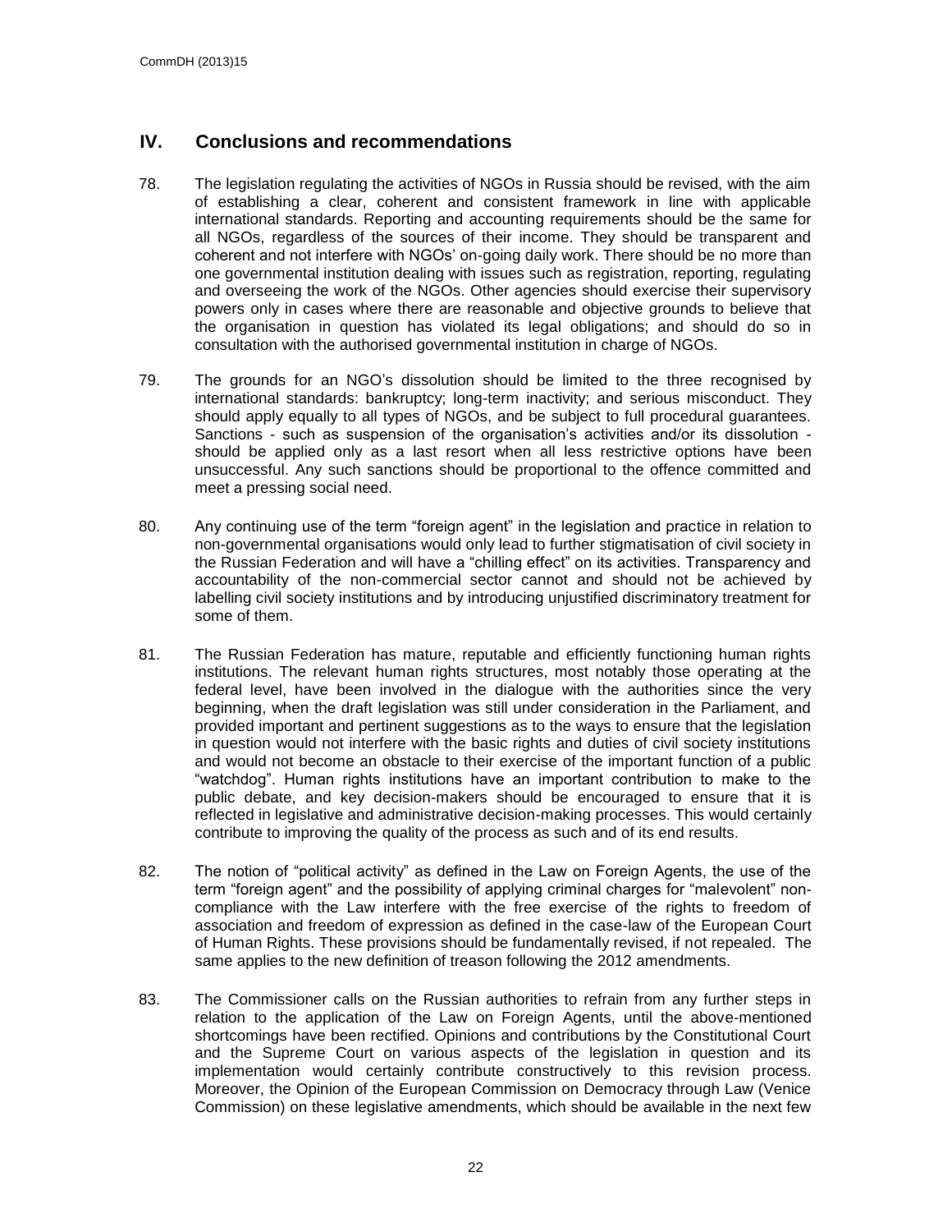## IV. Conclusions and recommendations

78. The legislation regulating the activities of NGOs in Russia should be revised, with the aim of establishing a clear, coherent and consistent framework in line with applicable international standards. Reporting and accounting requirements should be the same for all NGOs, regardless of the sources of their income. They should be transparent and coherent and not interfere with NGOs' on-going daily work. There should be no more than one governmental institution dealing with issues such as registration, reporting, regulating and overseeing the work of the NGOs. Other agencies should exercise their supervisory powers only in cases where there are reasonable and objective grounds to believe that the organisation in question has violated its legal obligations; and should do so in consultation with the authorised governmental institution in charge of NGOs.

79. The grounds for an NGO's dissolution should be limited to the three recognised by international standards: bankruptcy; long-term inactivity; and serious misconduct. They should apply equally to all types of NGOs, and be subject to full procedural guarantees. Sanctions - such as suspension of the organisation's activities and/or its dissolution - should be applied only as a last resort when all less restrictive options have been unsuccessful. Any such sanctions should be proportional to the offence committed and meet a pressing social need.

80. Any continuing use of the term "foreign agent" in the legislation and practice in relation to non-governmental organisations would only lead to further stigmatisation of civil society in the Russian Federation and will have a "chilling effect" on its activities. Transparency and accountability of the non-commercial sector cannot and should not be achieved by labelling civil society institutions and by introducing unjustified discriminatory treatment for some of them.

81. The Russian Federation has mature, reputable and efficiently functioning human rights institutions. The relevant human rights structures, most notably those operating at the federal level, have been involved in the dialogue with the authorities since the very beginning, when the draft legislation was still under consideration in the Parliament, and provided important and pertinent suggestions as to the ways to ensure that the legislation in question would not interfere with the basic rights and duties of civil society institutions and would not become an obstacle to their exercise of the important function of a public "watchdog". Human rights institutions have an important contribution to make to the public debate, and key decision-makers should be encouraged to ensure that it is reflected in legislative and administrative decision-making processes. This would certainly contribute to improving the quality of the process as such and of its end results.

82. The notion of "political activity" as defined in the Law on Foreign Agents, the use of the term "foreign agent" and the possibility of applying criminal charges for "malevolent" non-compliance with the Law interfere with the free exercise of the rights to freedom of association and freedom of expression as defined in the case-law of the European Court of Human Rights. These provisions should be fundamentally revised, if not repealed. The same applies to the new definition of treason following the 2012 amendments.

83. The Commissioner calls on the Russian authorities to refrain from any further steps in relation to the application of the Law on Foreign Agents, until the above-mentioned shortcomings have been rectified. Opinions and contributions by the Constitutional Court and the Supreme Court on various aspects of the legislation in question and its implementation would certainly contribute constructively to this revision process. Moreover, the Opinion of the European Commission on Democracy through Law (Venice Commission) on these legislative amendments, which should be available in the next few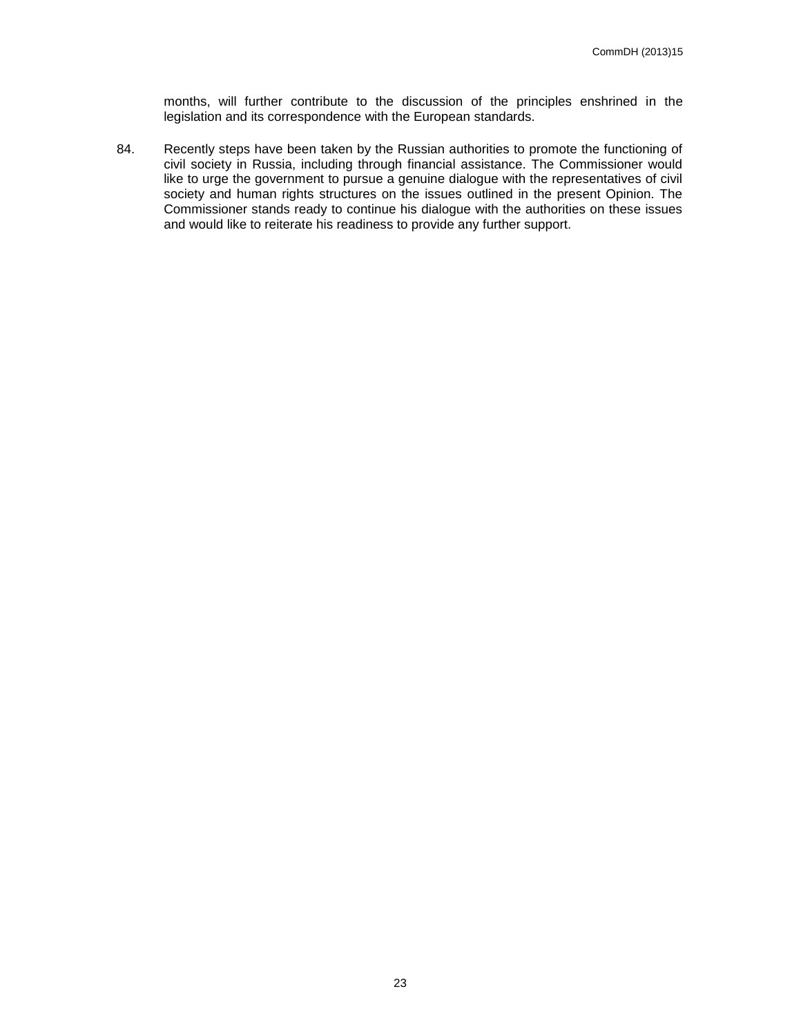months, will further contribute to the discussion of the principles enshrined in the legislation and its correspondence with the European standards.

84. Recently steps have been taken by the Russian authorities to promote the functioning of civil society in Russia, including through financial assistance. The Commissioner would like to urge the government to pursue a genuine dialogue with the representatives of civil society and human rights structures on the issues outlined in the present Opinion. The Commissioner stands ready to continue his dialogue with the authorities on these issues and would like to reiterate his readiness to provide any further support.